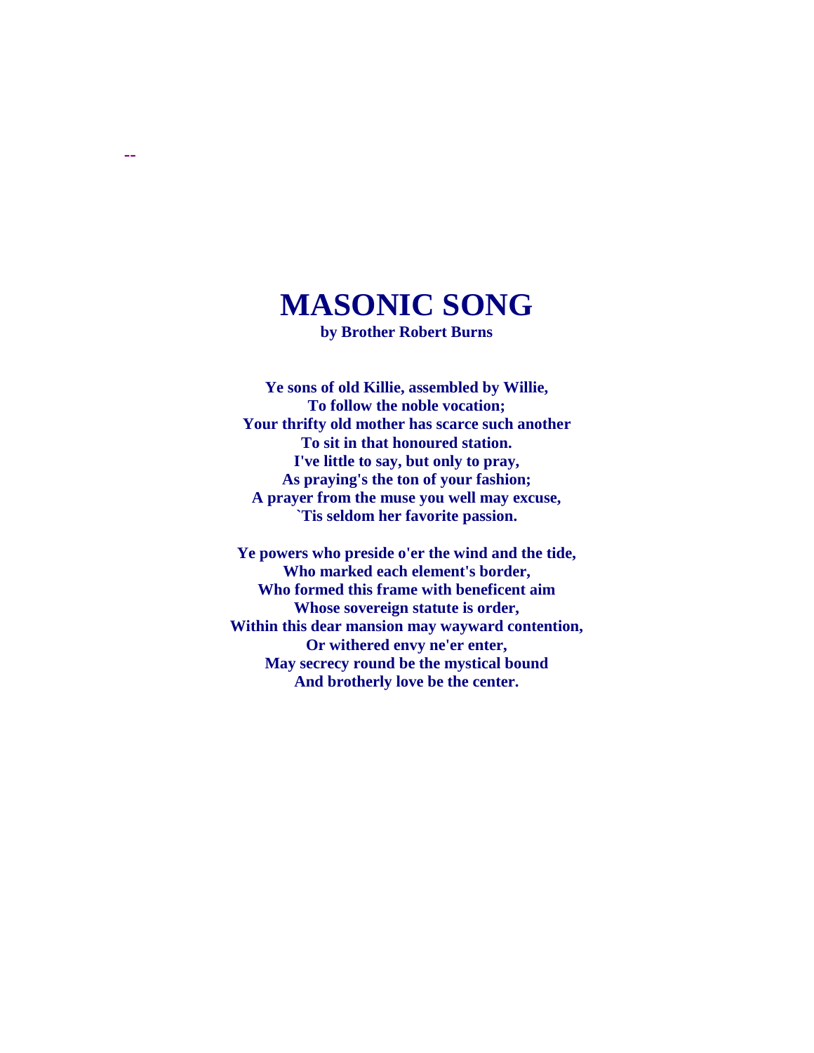--

# MASONIC SONG

**by Brother Robert Burns**

**Ye sons of old Killie, assembled by Willie,
To follow the noble vocation;
Your thrifty old mother has scarce such another
To sit in that honoured station.
I've little to say, but only to pray,
As praying's the ton of your fashion;
A prayer from the muse you well may excuse,
`Tis seldom her favorite passion.**

**Ye powers who preside o'er the wind and the tide,
Who marked each element's border,
Who formed this frame with beneficent aim
Whose sovereign statute is order,
Within this dear mansion may wayward contention,
Or withered envy ne'er enter,
May secrecy round be the mystical bound
And brotherly love be the center.**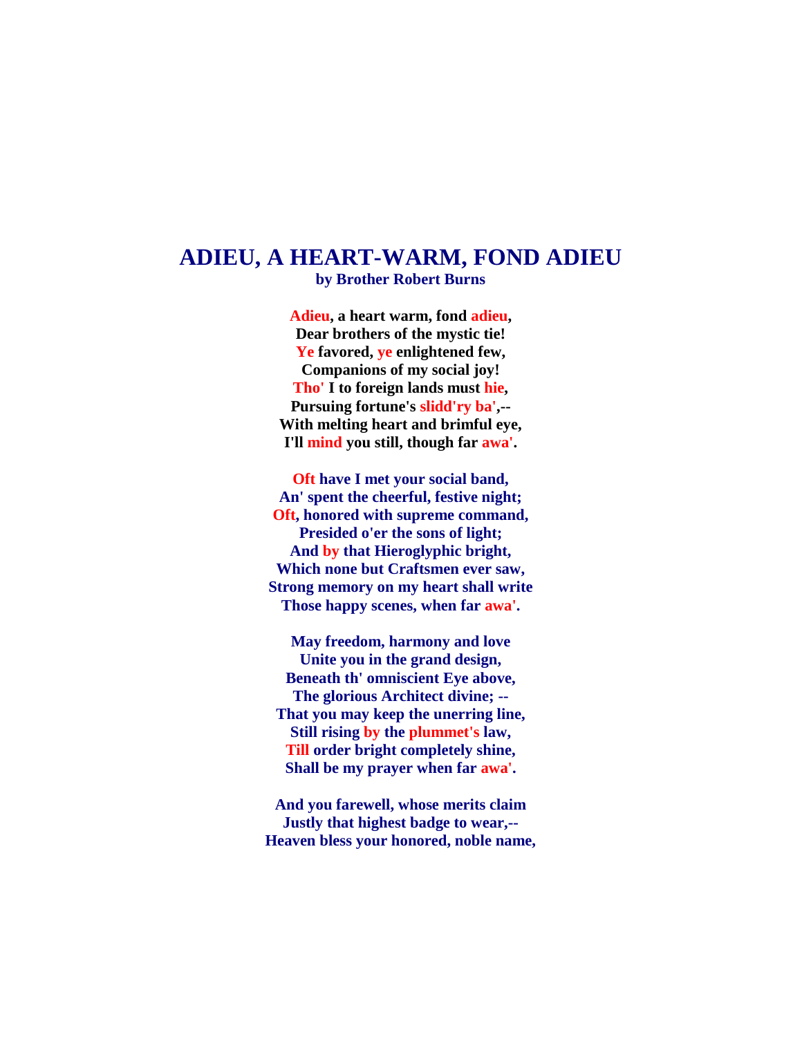# ADIEU, A HEART-WARM, FOND ADIEU

**by Brother Robert Burns**

**Adieu, a heart warm, fond adieu,**
**Dear brothers of the mystic tie!**
**Ye favored, ye enlightened few,**
**Companions of my social joy!**
**Tho' I to foreign lands must hie,**
**Pursuing fortune's slidd'ry ba',--**
**With melting heart and brimful eye,**
**I'll mind you still, though far awa'.**

**Oft have I met your social band,**
**An' spent the cheerful, festive night;**
**Oft, honored with supreme command,**
**Presided o'er the sons of light;**
**And by that Hieroglyphic bright,**
**Which none but Craftsmen ever saw,**
**Strong memory on my heart shall write**
**Those happy scenes, when far awa'.**

**May freedom, harmony and love**
**Unite you in the grand design,**
**Beneath th' omniscient Eye above,**
**The glorious Architect divine; --**
**That you may keep the unerring line,**
**Still rising by the plummet's law,**
**Till order bright completely shine,**
**Shall be my prayer when far awa'.**

**And you farewell, whose merits claim**
**Justly that highest badge to wear,--**
**Heaven bless your honored, noble name,**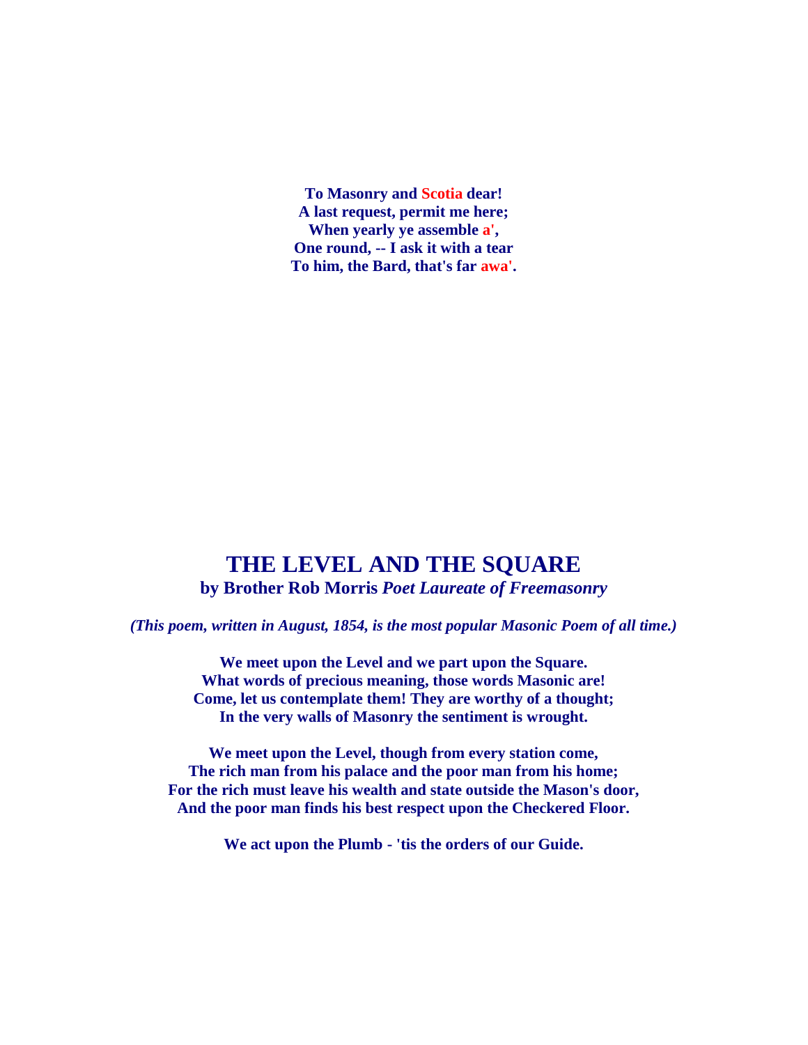**To Masonry and Scotia dear!**
**A last request, permit me here;**
**When yearly ye assemble a',**
**One round, -- I ask it with a tear**
**To him, the Bard, that's far awa'.**

# THE LEVEL AND THE SQUARE

**by Brother Rob Morris *Poet Laureate of Freemasonry***

***(This poem, written in August, 1854, is the most popular Masonic Poem of all time.)***

**We meet upon the Level and we part upon the Square.**
**What words of precious meaning, those words Masonic are!**
**Come, let us contemplate them! They are worthy of a thought;**
**In the very walls of Masonry the sentiment is wrought.**

**We meet upon the Level, though from every station come,**
**The rich man from his palace and the poor man from his home;**
**For the rich must leave his wealth and state outside the Mason's door,**
**And the poor man finds his best respect upon the Checkered Floor.**

**We act upon the Plumb - 'tis the orders of our Guide.**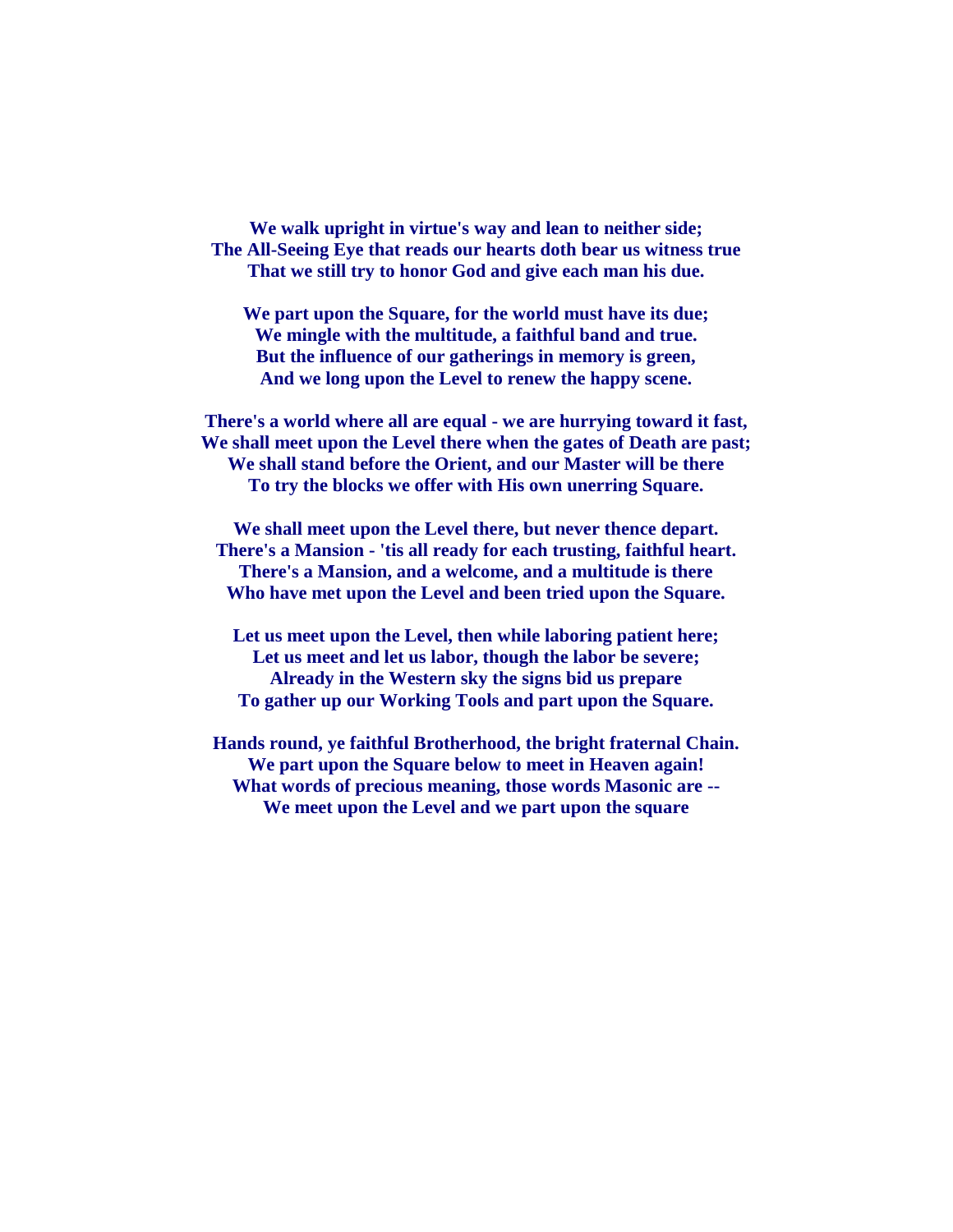**We walk upright in virtue's way and lean to neither side;**
**The All-Seeing Eye that reads our hearts doth bear us witness true**
**That we still try to honor God and give each man his due.**

**We part upon the Square, for the world must have its due;**
**We mingle with the multitude, a faithful band and true.**
**But the influence of our gatherings in memory is green,**
**And we long upon the Level to renew the happy scene.**

**There's a world where all are equal - we are hurrying toward it fast,**
**We shall meet upon the Level there when the gates of Death are past;**
**We shall stand before the Orient, and our Master will be there**
**To try the blocks we offer with His own unerring Square.**

**We shall meet upon the Level there, but never thence depart.**
**There's a Mansion - 'tis all ready for each trusting, faithful heart.**
**There's a Mansion, and a welcome, and a multitude is there**
**Who have met upon the Level and been tried upon the Square.**

**Let us meet upon the Level, then while laboring patient here;**
**Let us meet and let us labor, though the labor be severe;**
**Already in the Western sky the signs bid us prepare**
**To gather up our Working Tools and part upon the Square.**

**Hands round, ye faithful Brotherhood, the bright fraternal Chain.**
**We part upon the Square below to meet in Heaven again!**
**What words of precious meaning, those words Masonic are --**
**We meet upon the Level and we part upon the square**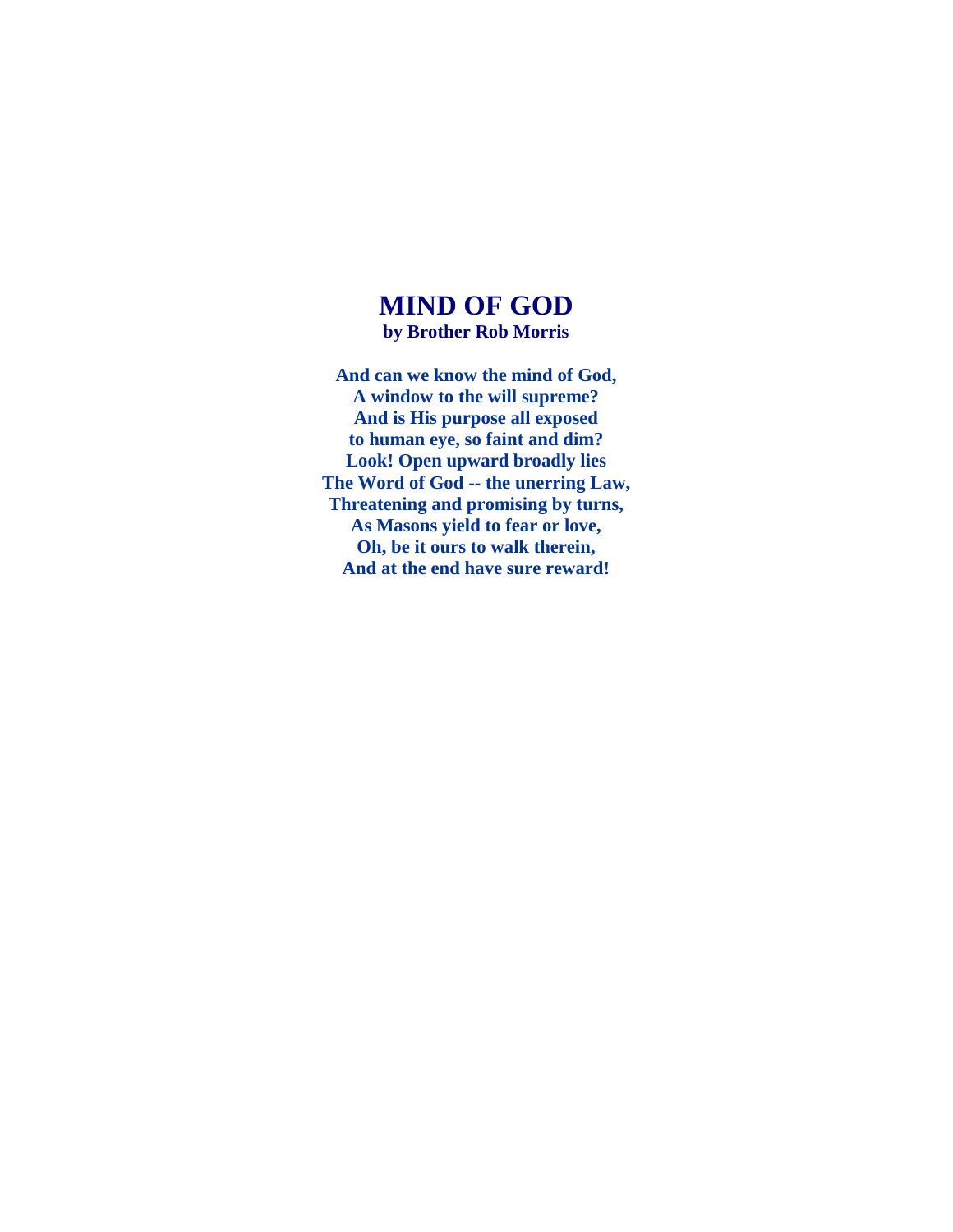# MIND OF GOD

**by Brother Rob Morris**

**And can we know the mind of God,**
**A window to the will supreme?**
**And is His purpose all exposed**
**to human eye, so faint and dim?**
**Look! Open upward broadly lies**
**The Word of God -- the unerring Law,**
**Threatening and promising by turns,**
**As Masons yield to fear or love,**
**Oh, be it ours to walk therein,**
**And at the end have sure reward!**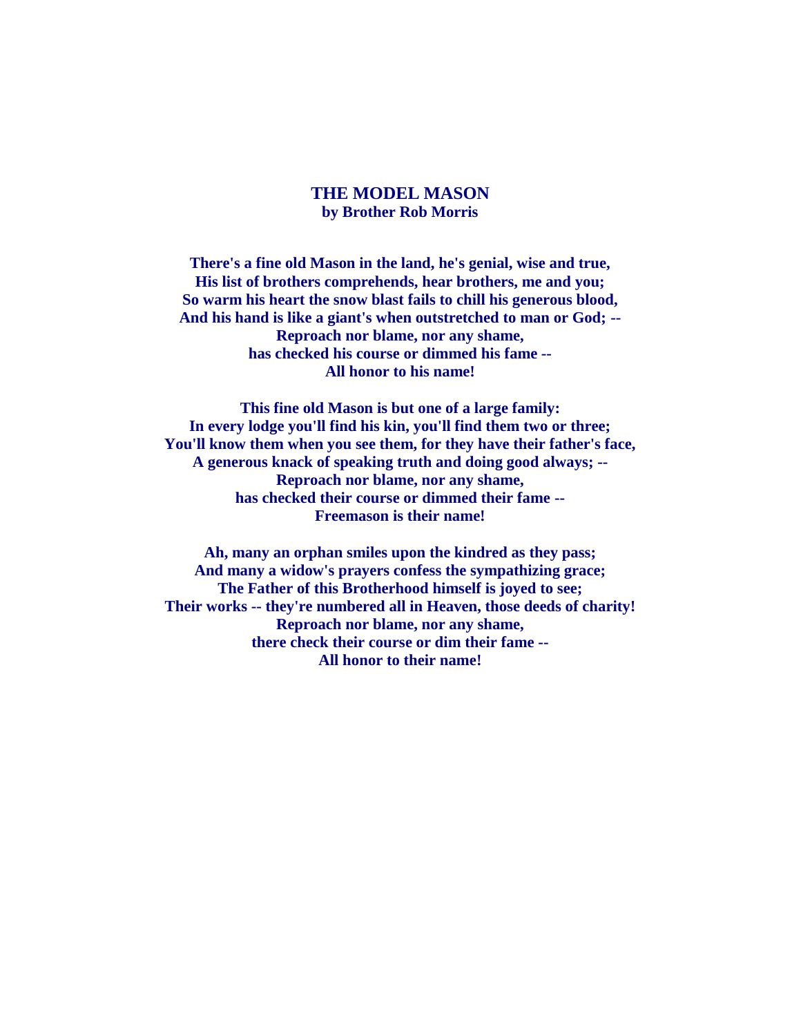# THE MODEL MASON

**by Brother Rob Morris**

**There's a fine old Mason in the land, he's genial, wise and true,**
**His list of brothers comprehends, hear brothers, me and you;**
**So warm his heart the snow blast fails to chill his generous blood,**
**And his hand is like a giant's when outstretched to man or God; --**
**Reproach nor blame, nor any shame,**
**has checked his course or dimmed his fame --**
**All honor to his name!**

**This fine old Mason is but one of a large family:**
**In every lodge you'll find his kin, you'll find them two or three;**
**You'll know them when you see them, for they have their father's face,**
**A generous knack of speaking truth and doing good always; --**
**Reproach nor blame, nor any shame,**
**has checked their course or dimmed their fame --**
**Freemason is their name!**

**Ah, many an orphan smiles upon the kindred as they pass;**
**And many a widow's prayers confess the sympathizing grace;**
**The Father of this Brotherhood himself is joyed to see;**
**Their works -- they're numbered all in Heaven, those deeds of charity!**
**Reproach nor blame, nor any shame,**
**there check their course or dim their fame --**
**All honor to their name!**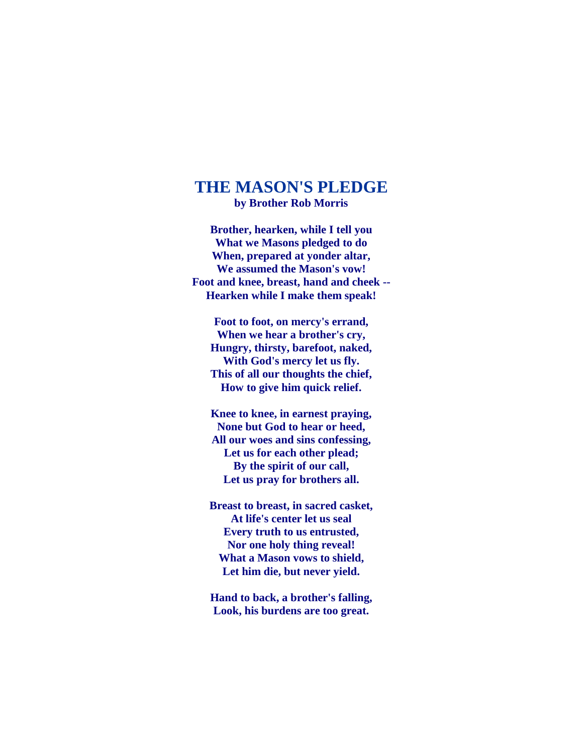# THE MASON'S PLEDGE

**by Brother Rob Morris**

**Brother, hearken, while I tell you**
**What we Masons pledged to do**
**When, prepared at yonder altar,**
**We assumed the Mason's vow!**
**Foot and knee, breast, hand and cheek --**
**Hearken while I make them speak!**

**Foot to foot, on mercy's errand,**
**When we hear a brother's cry,**
**Hungry, thirsty, barefoot, naked,**
**With God's mercy let us fly.**
**This of all our thoughts the chief,**
**How to give him quick relief.**

**Knee to knee, in earnest praying,**
**None but God to hear or heed,**
**All our woes and sins confessing,**
**Let us for each other plead;**
**By the spirit of our call,**
**Let us pray for brothers all.**

**Breast to breast, in sacred casket,**
**At life's center let us seal**
**Every truth to us entrusted,**
**Nor one holy thing reveal!**
**What a Mason vows to shield,**
**Let him die, but never yield.**

**Hand to back, a brother's falling,**
**Look, his burdens are too great.**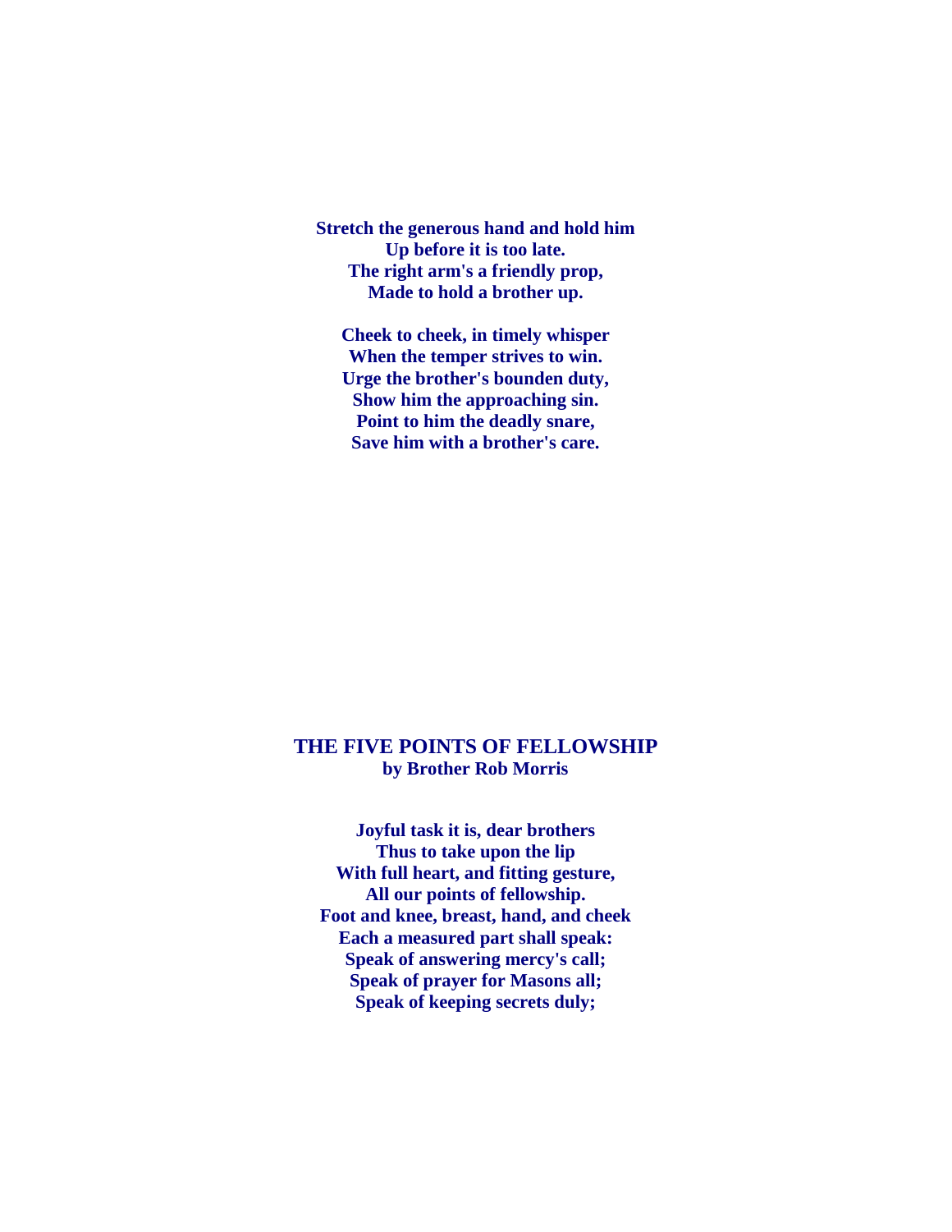**Stretch the generous hand and hold him**
**Up before it is too late.**
**The right arm's a friendly prop,**
**Made to hold a brother up.**

**Cheek to cheek, in timely whisper**
**When the temper strives to win.**
**Urge the brother's bounden duty,**
**Show him the approaching sin.**
**Point to him the deadly snare,**
**Save him with a brother's care.**

## THE FIVE POINTS OF FELLOWSHIP

**by Brother Rob Morris**

**Joyful task it is, dear brothers**
**Thus to take upon the lip**
**With full heart, and fitting gesture,**
**All our points of fellowship.**
**Foot and knee, breast, hand, and cheek**
**Each a measured part shall speak:**
**Speak of answering mercy's call;**
**Speak of prayer for Masons all;**
**Speak of keeping secrets duly;**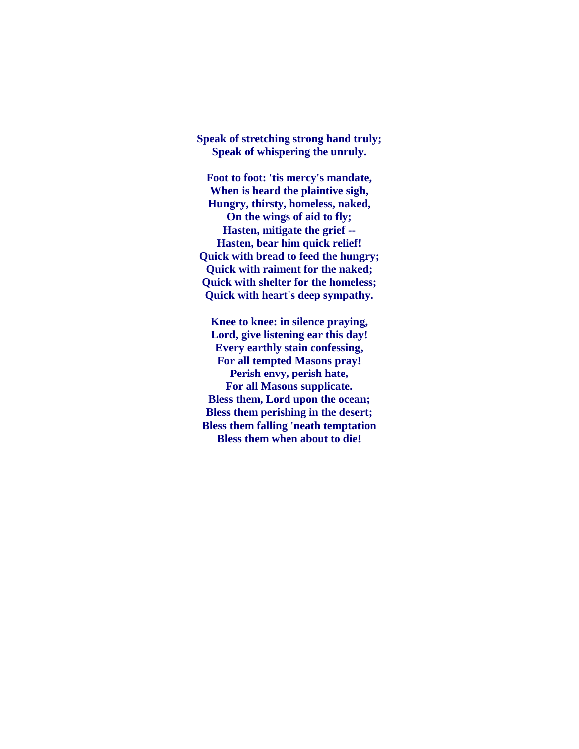**Speak of stretching strong hand truly;**
**Speak of whispering the unruly.**

**Foot to foot: 'tis mercy's mandate,**
**When is heard the plaintive sigh,**
**Hungry, thirsty, homeless, naked,**
**On the wings of aid to fly;**
**Hasten, mitigate the grief --**
**Hasten, bear him quick relief!**
**Quick with bread to feed the hungry;**
**Quick with raiment for the naked;**
**Quick with shelter for the homeless;**
**Quick with heart's deep sympathy.**

**Knee to knee: in silence praying,**
**Lord, give listening ear this day!**
**Every earthly stain confessing,**
**For all tempted Masons pray!**
**Perish envy, perish hate,**
**For all Masons supplicate.**
**Bless them, Lord upon the ocean;**
**Bless them perishing in the desert;**
**Bless them falling 'neath temptation**
**Bless them when about to die!**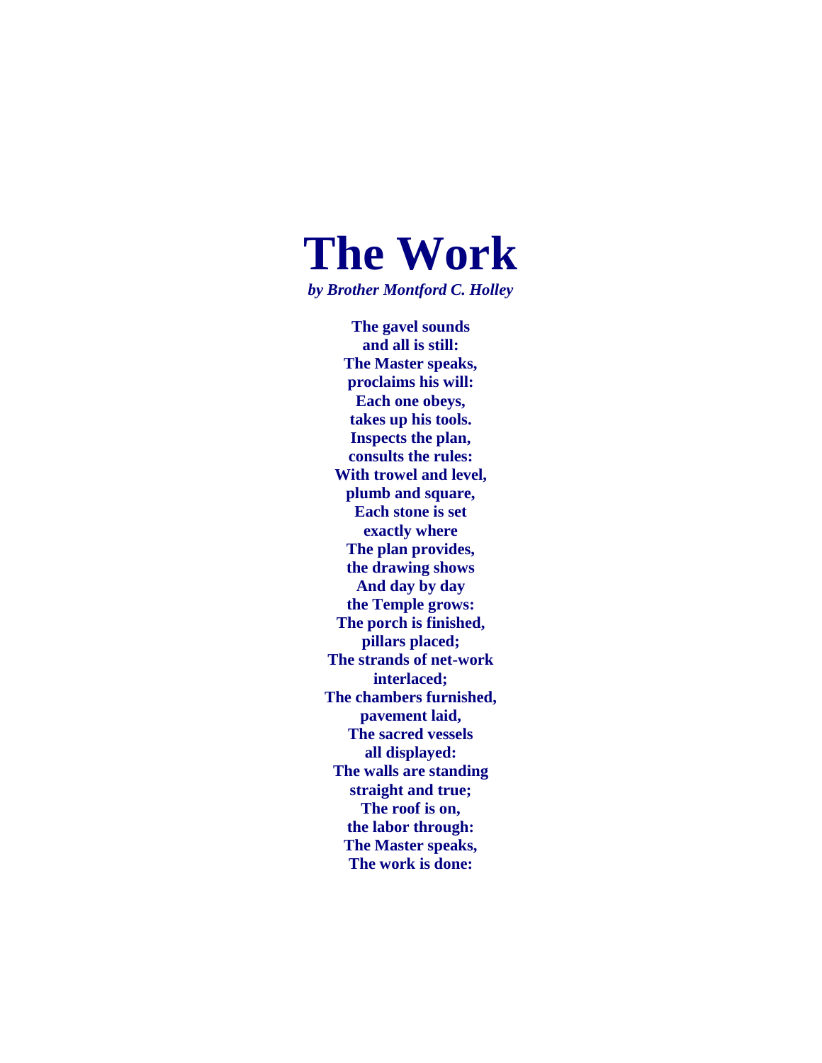# The Work

*by Brother Montford C. Holley*

**The gavel sounds**  
**and all is still:**  
**The Master speaks,**  
**proclaims his will:**  
**Each one obeys,**  
**takes up his tools.**  
**Inspects the plan,**  
**consults the rules:**  
**With trowel and level,**  
**plumb and square,**  
**Each stone is set**  
**exactly where**  
**The plan provides,**  
**the drawing shows**  
**And day by day**  
**the Temple grows:**  
**The porch is finished,**  
**pillars placed;**  
**The strands of net-work**  
**interlaced;**  
**The chambers furnished,**  
**pavement laid,**  
**The sacred vessels**  
**all displayed:**  
**The walls are standing**  
**straight and true;**  
**The roof is on,**  
**the labor through:**  
**The Master speaks,**  
**The work is done:**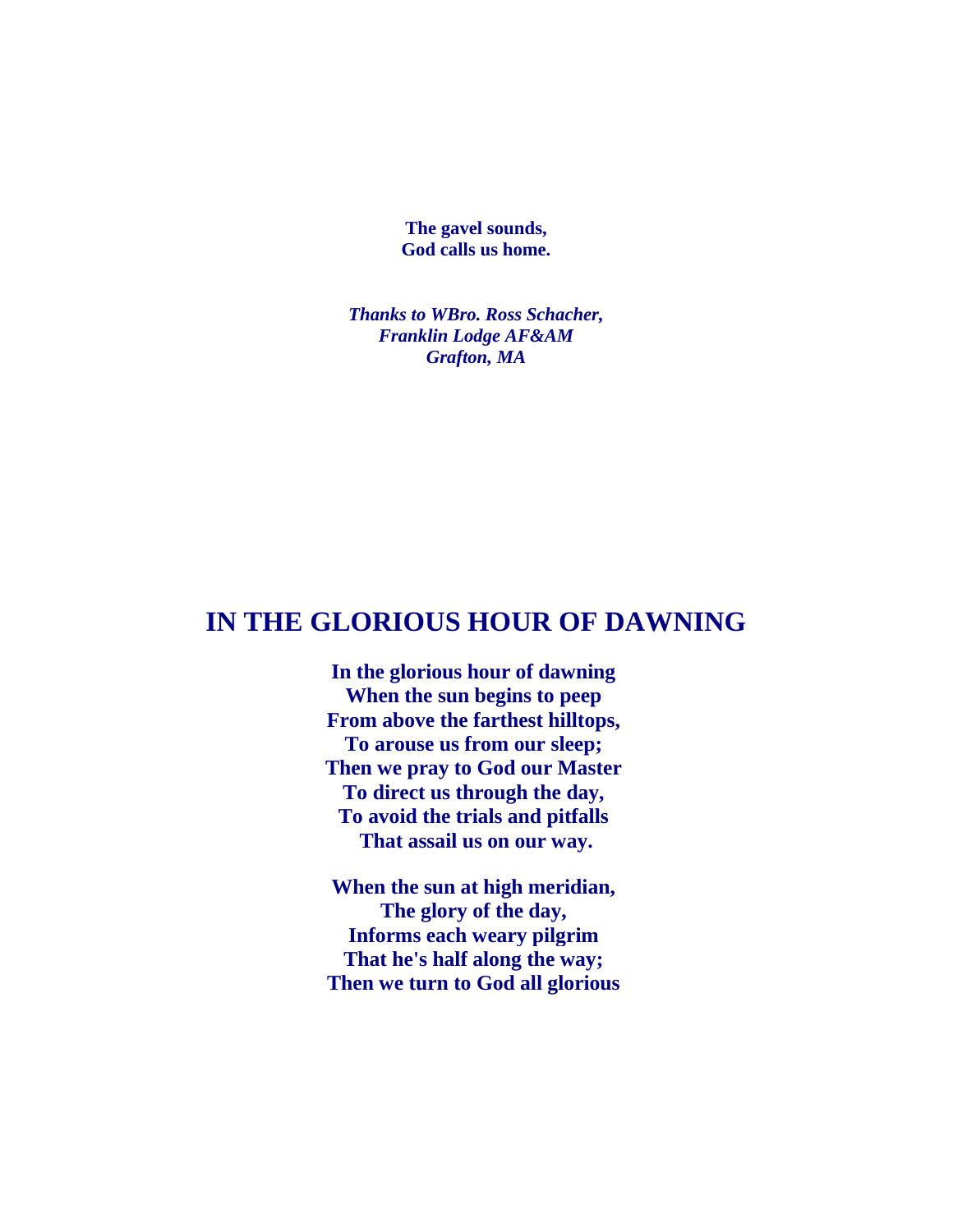**The gavel sounds,**
**God calls us home.**

***Thanks to WBro. Ross Schacher,***
***Franklin Lodge AF&AM***
***Grafton, MA***

## IN THE GLORIOUS HOUR OF DAWNING

**In the glorious hour of dawning**
**When the sun begins to peep**
**From above the farthest hilltops,**
**To arouse us from our sleep;**
**Then we pray to God our Master**
**To direct us through the day,**
**To avoid the trials and pitfalls**
**That assail us on our way.**

**When the sun at high meridian,**
**The glory of the day,**
**Informs each weary pilgrim**
**That he's half along the way;**
**Then we turn to God all glorious**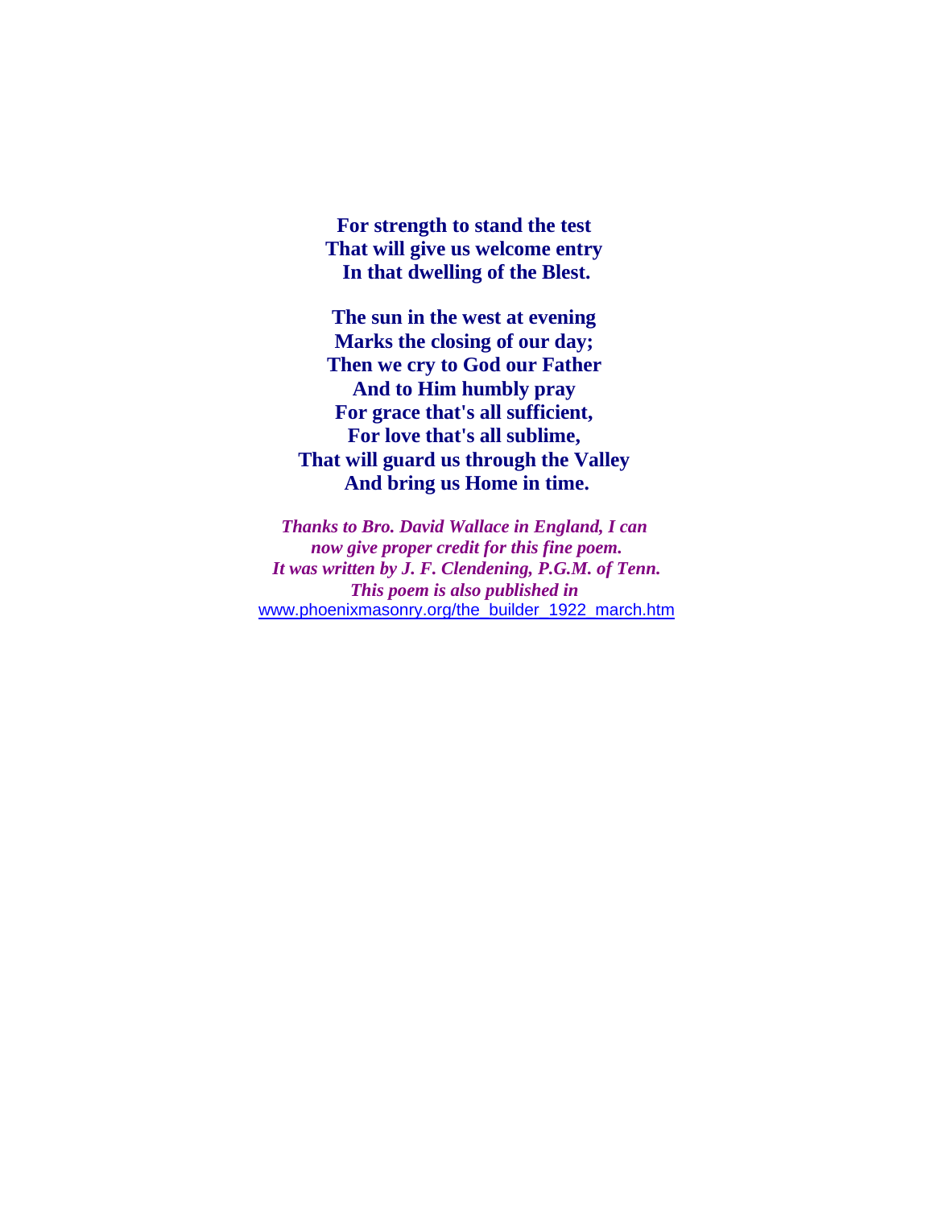**For strength to stand the test**
**That will give us welcome entry**
**In that dwelling of the Blest.**

**The sun in the west at evening**
**Marks the closing of our day;**
**Then we cry to God our Father**
**And to Him humbly pray**
**For grace that's all sufficient,**
**For love that's all sublime,**
**That will guard us through the Valley**
**And bring us Home in time.**

***Thanks to Bro. David Wallace in England, I can now give proper credit for this fine poem.***
***It was written by J. F. Clendening, P.G.M. of Tenn.***
***This poem is also published in***
www.phoenixmasonry.org/the_builder_1922_march.htm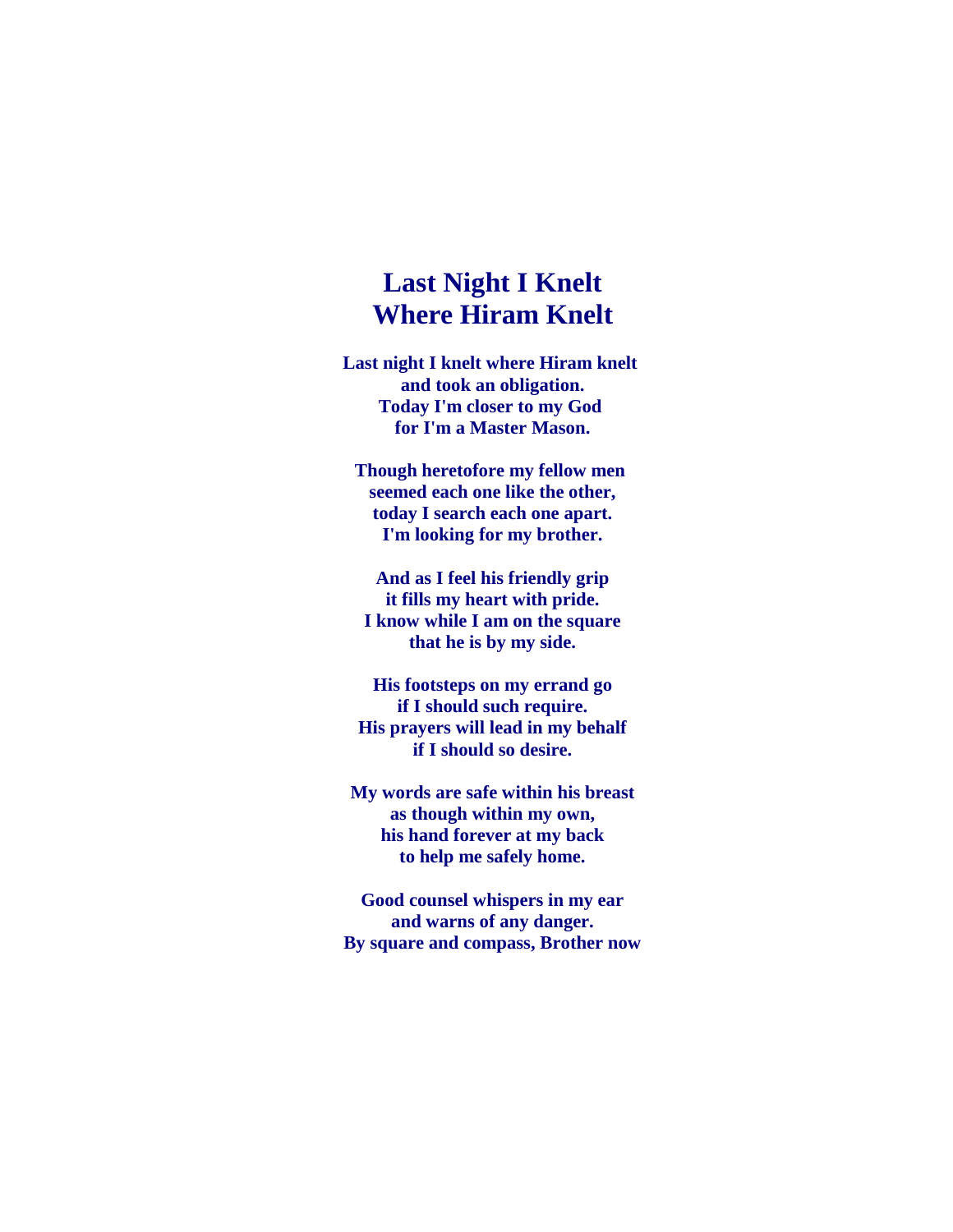# Last Night I Knelt Where Hiram Knelt

**Last night I knelt where Hiram knelt**
**and took an obligation.**
**Today I'm closer to my God**
**for I'm a Master Mason.**

**Though heretofore my fellow men**
**seemed each one like the other,**
**today I search each one apart.**
**I'm looking for my brother.**

**And as I feel his friendly grip**
**it fills my heart with pride.**
**I know while I am on the square**
**that he is by my side.**

**His footsteps on my errand go**
**if I should such require.**
**His prayers will lead in my behalf**
**if I should so desire.**

**My words are safe within his breast**
**as though within my own,**
**his hand forever at my back**
**to help me safely home.**

**Good counsel whispers in my ear**
**and warns of any danger.**
**By square and compass, Brother now**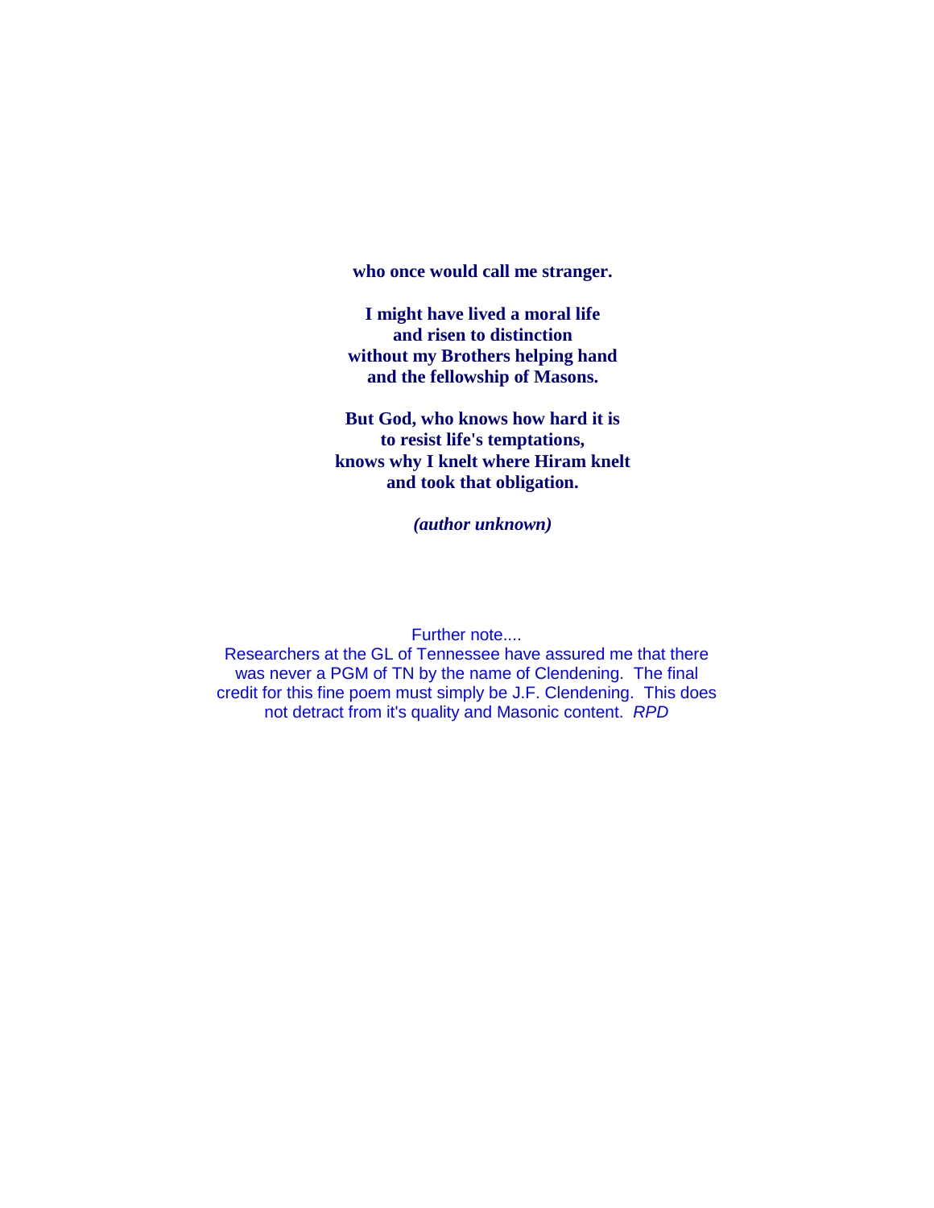**who once would call me stranger.**

**I might have lived a moral life**
**and risen to distinction**
**without my Brothers helping hand**
**and the fellowship of Masons.**

**But God, who knows how hard it is**
**to resist life's temptations,**
**knows why I knelt where Hiram knelt**
**and took that obligation.**

***(author unknown)***

Further note....
Researchers at the GL of Tennessee have assured me that there was never a PGM of TN by the name of Clendening. The final credit for this fine poem must simply be J.F. Clendening. This does not detract from it's quality and Masonic content. *RPD*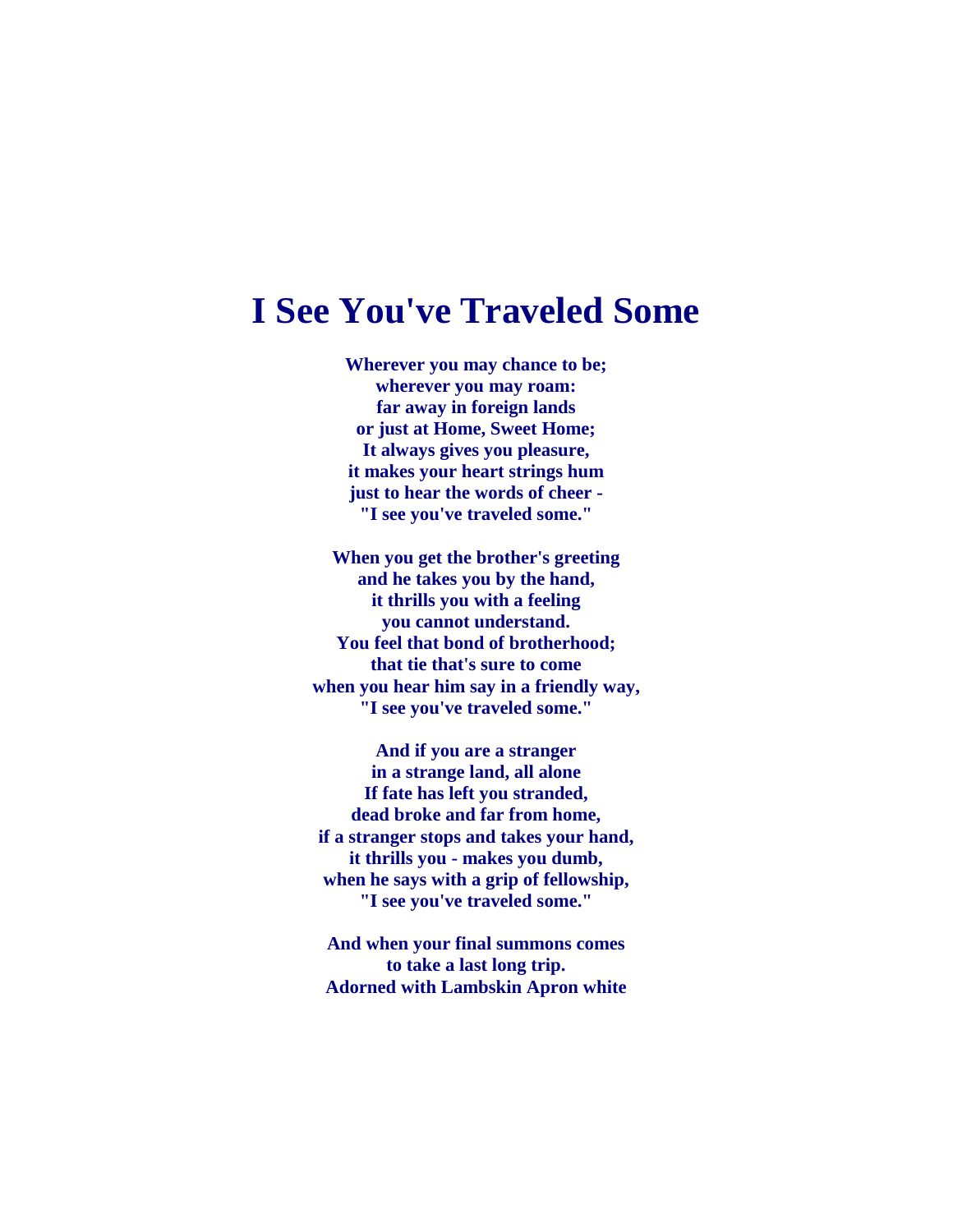# I See You've Traveled Some

**Wherever you may chance to be;**
**wherever you may roam:**
**far away in foreign lands**
**or just at Home, Sweet Home;**
**It always gives you pleasure,**
**it makes your heart strings hum**
**just to hear the words of cheer -**
**"I see you've traveled some."**

**When you get the brother's greeting**
**and he takes you by the hand,**
**it thrills you with a feeling**
**you cannot understand.**
**You feel that bond of brotherhood;**
**that tie that's sure to come**
**when you hear him say in a friendly way,**
**"I see you've traveled some."**

**And if you are a stranger**
**in a strange land, all alone**
**If fate has left you stranded,**
**dead broke and far from home,**
**if a stranger stops and takes your hand,**
**it thrills you - makes you dumb,**
**when he says with a grip of fellowship,**
**"I see you've traveled some."**

**And when your final summons comes**
**to take a last long trip.**
**Adorned with Lambskin Apron white**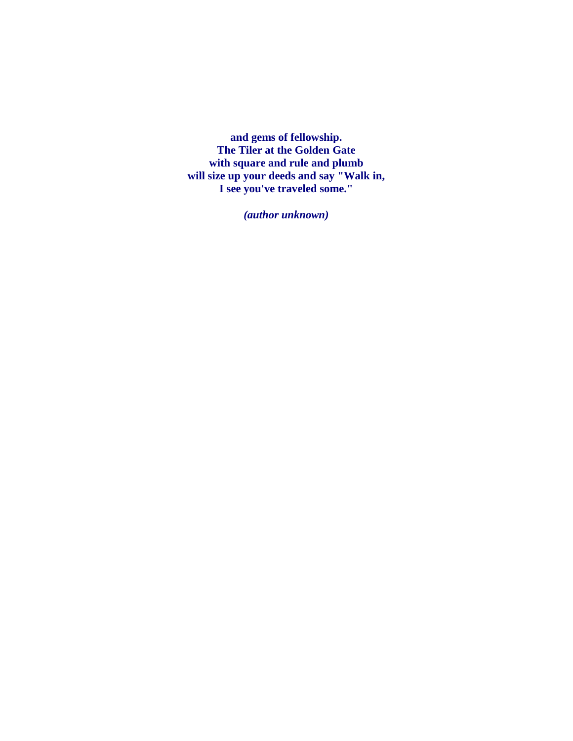**and gems of fellowship.**
**The Tiler at the Golden Gate**
**with square and rule and plumb**
**will size up your deeds and say "Walk in,**
**I see you've traveled some."**

***(author unknown)***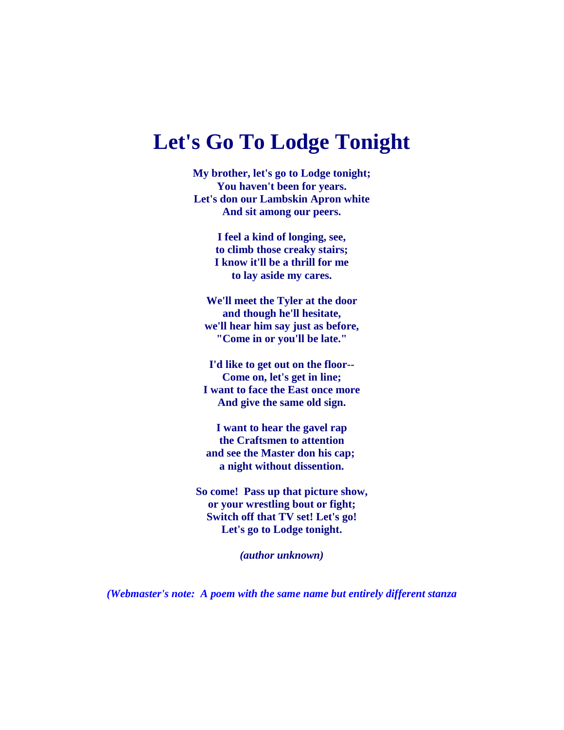# Let's Go To Lodge Tonight

**My brother, let's go to Lodge tonight;**
**You haven't been for years.**
**Let's don our Lambskin Apron white**
**And sit among our peers.**

**I feel a kind of longing, see,**
**to climb those creaky stairs;**
**I know it'll be a thrill for me**
**to lay aside my cares.**

**We'll meet the Tyler at the door**
**and though he'll hesitate,**
**we'll hear him say just as before,**
**"Come in or you'll be late."**

**I'd like to get out on the floor--**
**Come on, let's get in line;**
**I want to face the East once more**
**And give the same old sign.**

**I want to hear the gavel rap**
**the Craftsmen to attention**
**and see the Master don his cap;**
**a night without dissention.**

**So come! Pass up that picture show,**
**or your wrestling bout or fight;**
**Switch off that TV set! Let's go!**
**Let's go to Lodge tonight.**

***(author unknown)***

***(Webmaster's note: A poem with the same name but entirely different stanza***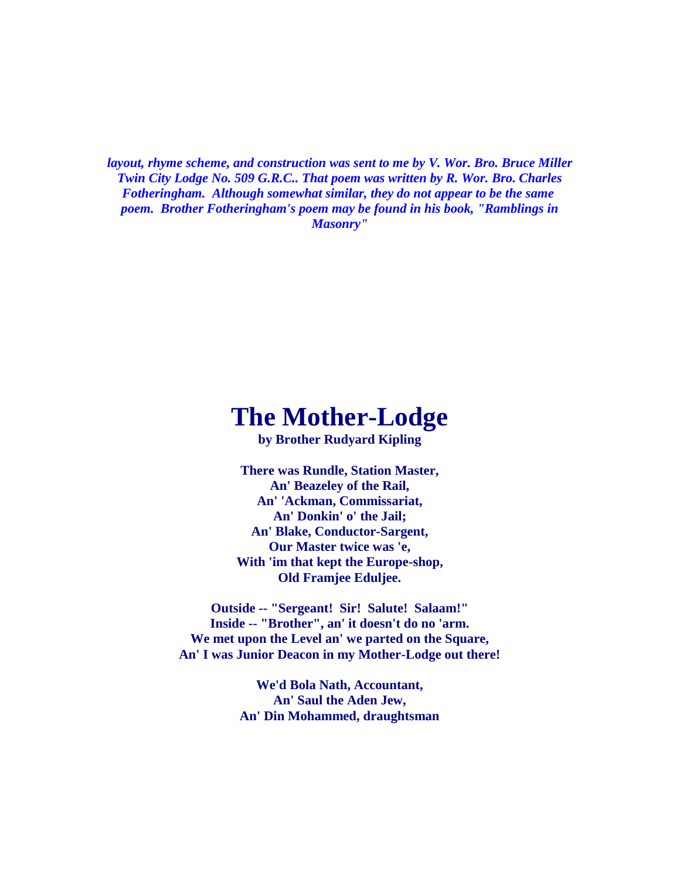*layout, rhyme scheme, and construction was sent to me by V. Wor. Bro. Bruce Miller Twin City Lodge No. 509 G.R.C.. That poem was written by R. Wor. Bro. Charles Fotheringham. Although somewhat similar, they do not appear to be the same poem. Brother Fotheringham's poem may be found in his book, "Ramblings in Masonry"*

# The Mother-Lodge

**by Brother Rudyard Kipling**

**There was Rundle, Station Master,**
**An' Beazeley of the Rail,**
**An' 'Ackman, Commissariat,**
**An' Donkin' o' the Jail;**
**An' Blake, Conductor-Sargent,**
**Our Master twice was 'e,**
**With 'im that kept the Europe-shop,**
**Old Framjee Eduljee.**

**Outside -- "Sergeant! Sir! Salute! Salaam!"**
**Inside -- "Brother", an' it doesn't do no 'arm.**
**We met upon the Level an' we parted on the Square,**
**An' I was Junior Deacon in my Mother-Lodge out there!**

**We'd Bola Nath, Accountant,**
**An' Saul the Aden Jew,**
**An' Din Mohammed, draughtsman**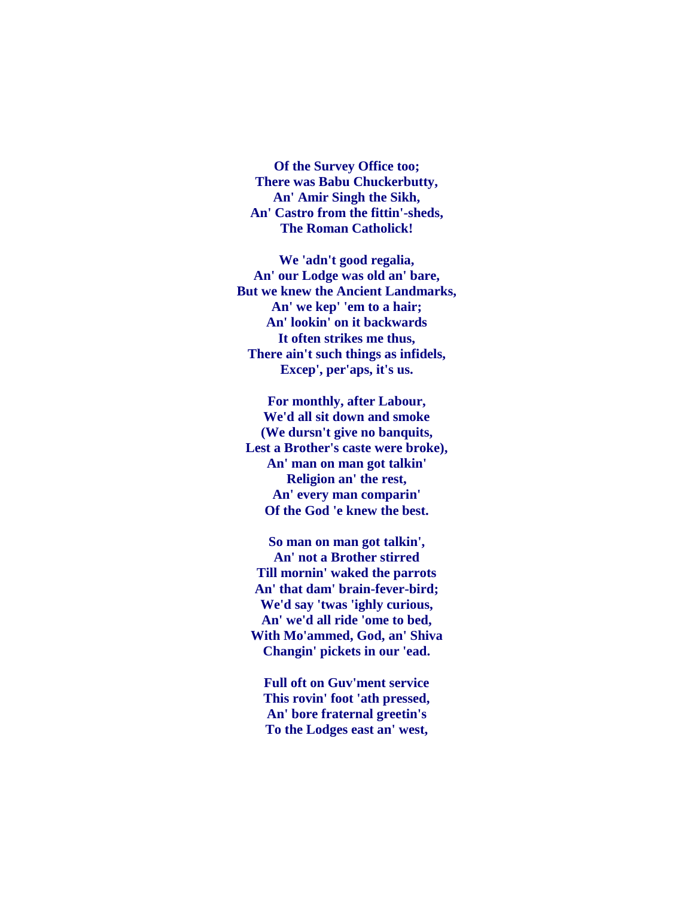**Of the Survey Office too;**
**There was Babu Chuckerbutty,**
**An' Amir Singh the Sikh,**
**An' Castro from the fittin'-sheds,**
**The Roman Catholick!**

**We 'adn't good regalia,**
**An' our Lodge was old an' bare,**
**But we knew the Ancient Landmarks,**
**An' we kep' 'em to a hair;**
**An' lookin' on it backwards**
**It often strikes me thus,**
**There ain't such things as infidels,**
**Excep', per'aps, it's us.**

**For monthly, after Labour,**
**We'd all sit down and smoke**
**(We dursn't give no banquits,**
**Lest a Brother's caste were broke),**
**An' man on man got talkin'**
**Religion an' the rest,**
**An' every man comparin'**
**Of the God 'e knew the best.**

**So man on man got talkin',**
**An' not a Brother stirred**
**Till mornin' waked the parrots**
**An' that dam' brain-fever-bird;**
**We'd say 'twas 'ighly curious,**
**An' we'd all ride 'ome to bed,**
**With Mo'ammed, God, an' Shiva**
**Changin' pickets in our 'ead.**

**Full oft on Guv'ment service**
**This rovin' foot 'ath pressed,**
**An' bore fraternal greetin's**
**To the Lodges east an' west,**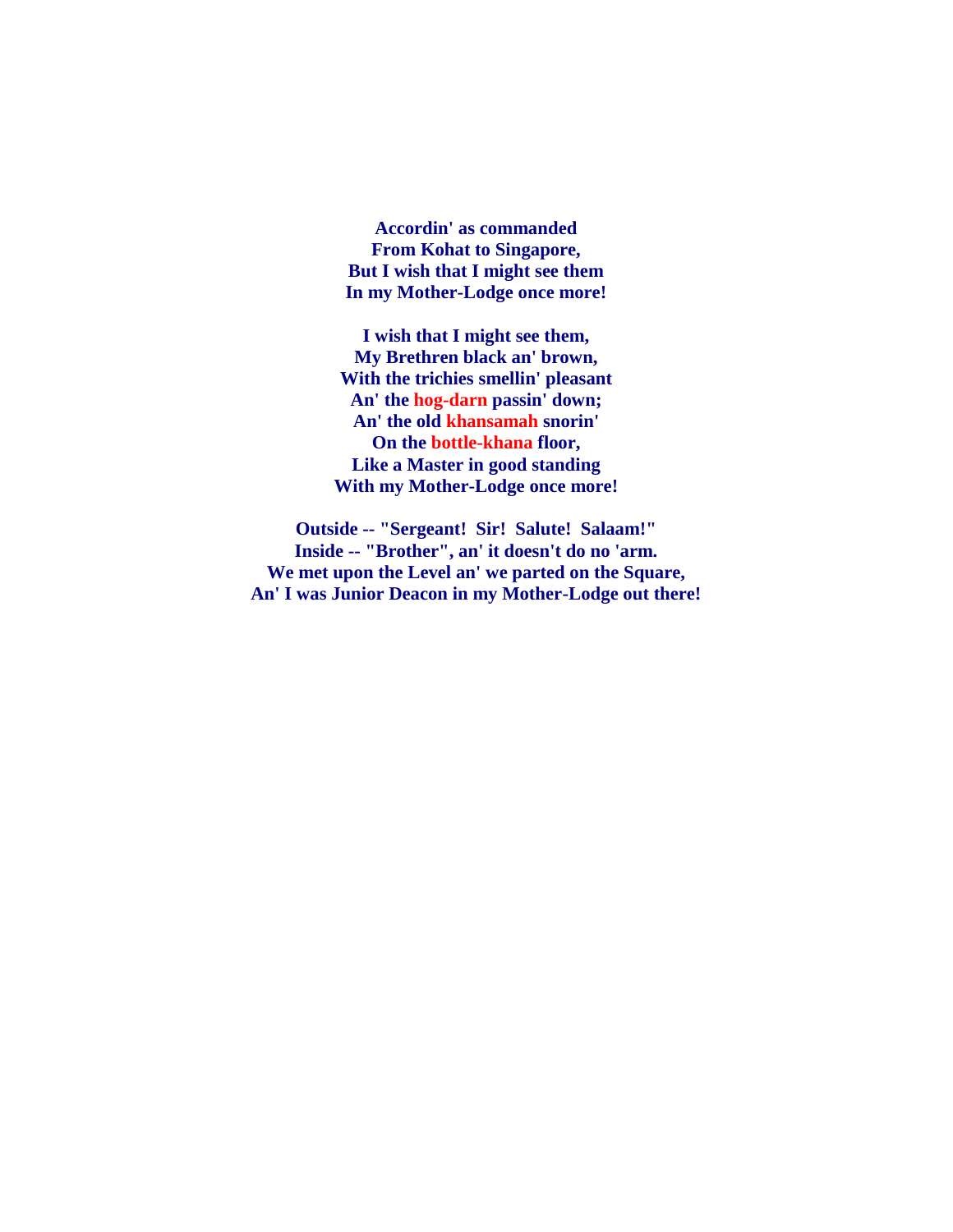**Accordin' as commanded**
**From Kohat to Singapore,**
**But I wish that I might see them**
**In my Mother-Lodge once more!**

**I wish that I might see them,**
**My Brethren black an' brown,**
**With the trichies smellin' pleasant**
**An' the hog-darn passin' down;**
**An' the old khansamah snorin'**
**On the bottle-khana floor,**
**Like a Master in good standing**
**With my Mother-Lodge once more!**

**Outside -- "Sergeant! Sir! Salute! Salaam!"**
**Inside -- "Brother", an' it doesn't do no 'arm.**
**We met upon the Level an' we parted on the Square,**
**An' I was Junior Deacon in my Mother-Lodge out there!**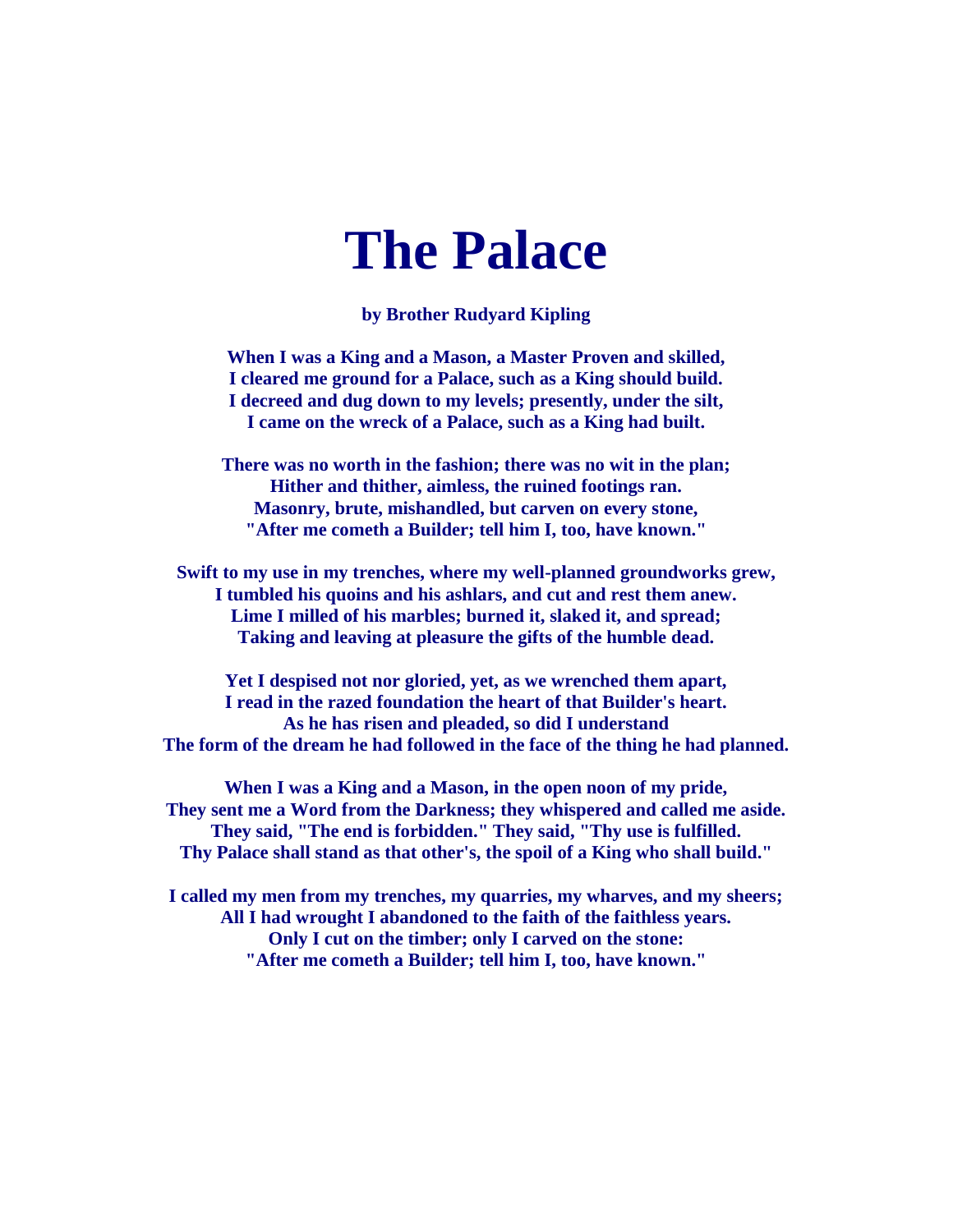# The Palace

**by Brother Rudyard Kipling**

**When I was a King and a Mason, a Master Proven and skilled,**
**I cleared me ground for a Palace, such as a King should build.**
**I decreed and dug down to my levels; presently, under the silt,**
**I came on the wreck of a Palace, such as a King had built.**

**There was no worth in the fashion; there was no wit in the plan;**
**Hither and thither, aimless, the ruined footings ran.**
**Masonry, brute, mishandled, but carven on every stone,**
**"After me cometh a Builder; tell him I, too, have known."**

**Swift to my use in my trenches, where my well-planned groundworks grew,**
**I tumbled his quoins and his ashlars, and cut and rest them anew.**
**Lime I milled of his marbles; burned it, slaked it, and spread;**
**Taking and leaving at pleasure the gifts of the humble dead.**

**Yet I despised not nor gloried, yet, as we wrenched them apart,**
**I read in the razed foundation the heart of that Builder's heart.**
**As he has risen and pleaded, so did I understand**
**The form of the dream he had followed in the face of the thing he had planned.**

**When I was a King and a Mason, in the open noon of my pride,**
**They sent me a Word from the Darkness; they whispered and called me aside.**
**They said, "The end is forbidden." They said, "Thy use is fulfilled.**
**Thy Palace shall stand as that other's, the spoil of a King who shall build."**

**I called my men from my trenches, my quarries, my wharves, and my sheers;**
**All I had wrought I abandoned to the faith of the faithless years.**
**Only I cut on the timber; only I carved on the stone:**
**"After me cometh a Builder; tell him I, too, have known."**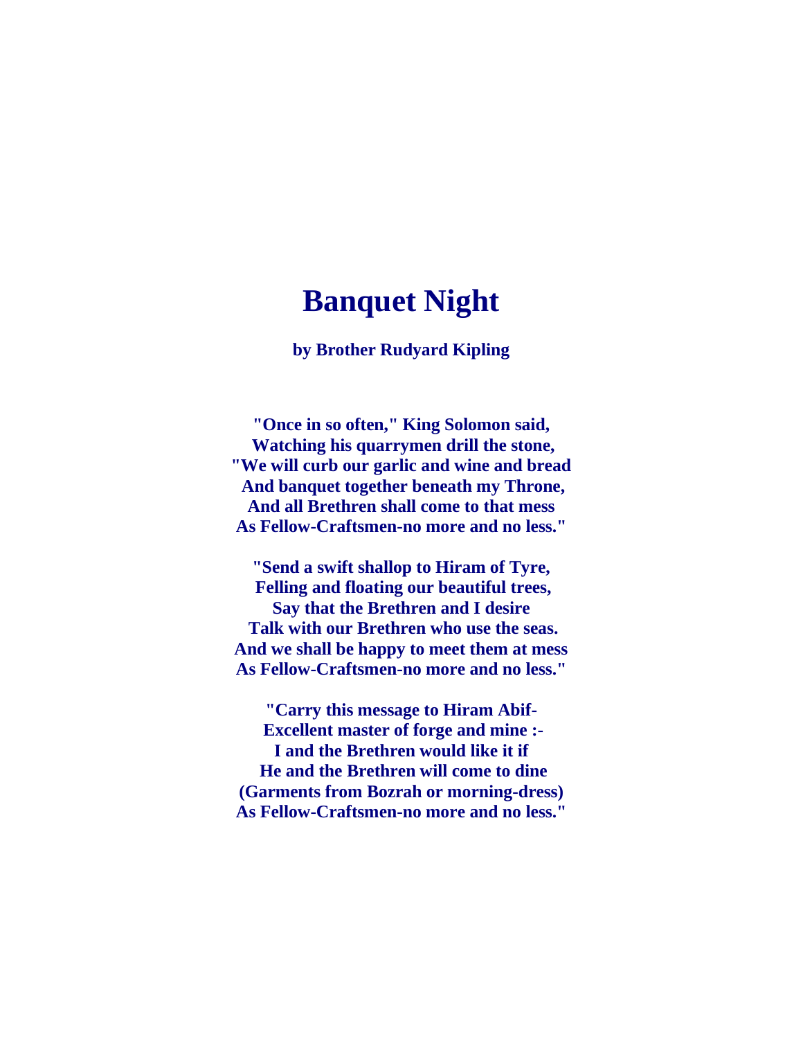# Banquet Night

**by Brother Rudyard Kipling**

"Once in so often," King Solomon said,
Watching his quarrymen drill the stone,
"We will curb our garlic and wine and bread
And banquet together beneath my Throne,
And all Brethren shall come to that mess
As Fellow-Craftsmen-no more and no less."

"Send a swift shallop to Hiram of Tyre,
Felling and floating our beautiful trees,
Say that the Brethren and I desire
Talk with our Brethren who use the seas.
And we shall be happy to meet them at mess
As Fellow-Craftsmen-no more and no less."

"Carry this message to Hiram Abif-
Excellent master of forge and mine :-
I and the Brethren would like it if
He and the Brethren will come to dine
(Garments from Bozrah or morning-dress)
As Fellow-Craftsmen-no more and no less."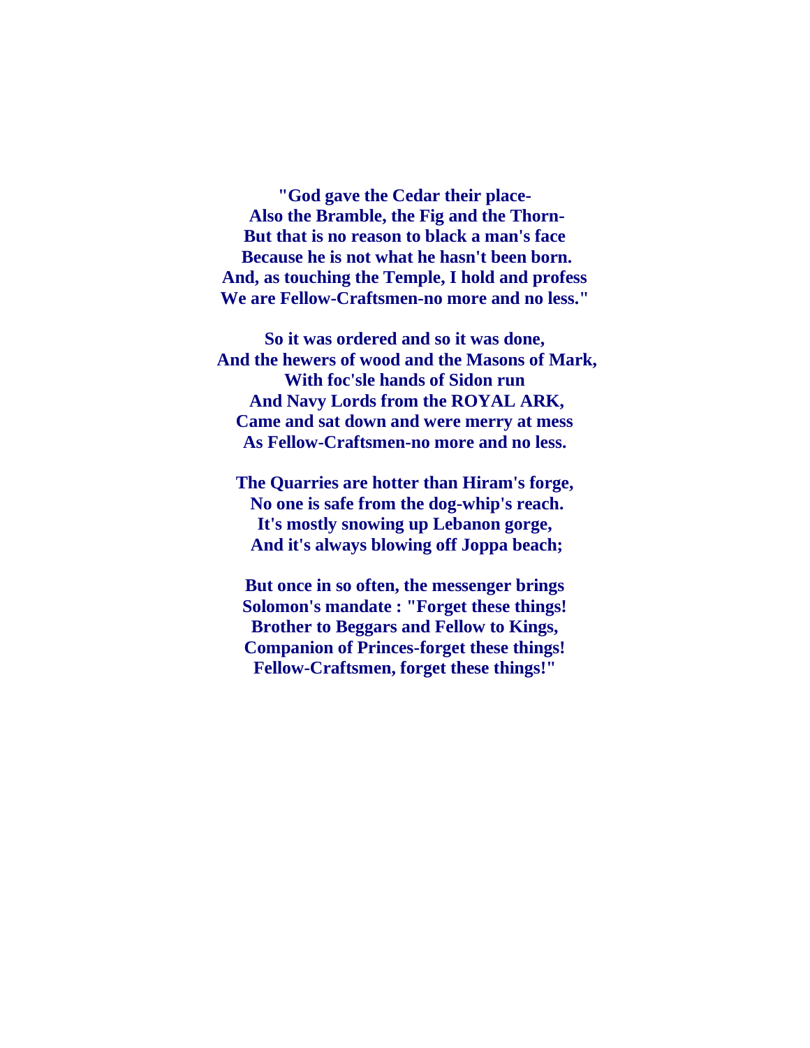**"God gave the Cedar their place-**
**Also the Bramble, the Fig and the Thorn-**
**But that is no reason to black a man's face**
**Because he is not what he hasn't been born.**
**And, as touching the Temple, I hold and profess**
**We are Fellow-Craftsmen-no more and no less."**

**So it was ordered and so it was done,**
**And the hewers of wood and the Masons of Mark,**
**With foc'sle hands of Sidon run**
**And Navy Lords from the ROYAL ARK,**
**Came and sat down and were merry at mess**
**As Fellow-Craftsmen-no more and no less.**

**The Quarries are hotter than Hiram's forge,**
**No one is safe from the dog-whip's reach.**
**It's mostly snowing up Lebanon gorge,**
**And it's always blowing off Joppa beach;**

**But once in so often, the messenger brings**
**Solomon's mandate : "Forget these things!**
**Brother to Beggars and Fellow to Kings,**
**Companion of Princes-forget these things!**
**Fellow-Craftsmen, forget these things!"**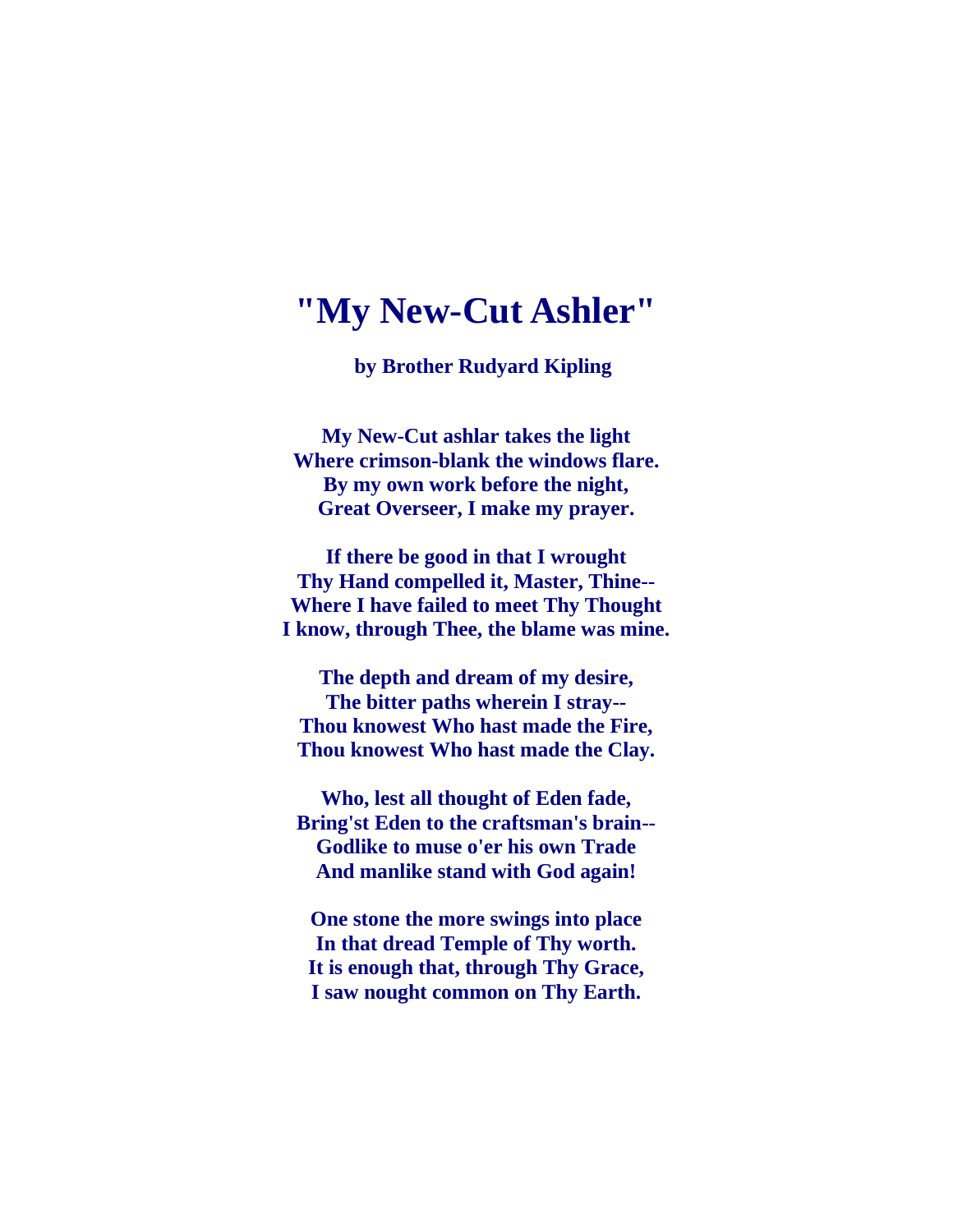# "My New-Cut Ashler"

**by Brother Rudyard Kipling**

**My New-Cut ashlar takes the light**
**Where crimson-blank the windows flare.**
**By my own work before the night,**
**Great Overseer, I make my prayer.**

**If there be good in that I wrought**
**Thy Hand compelled it, Master, Thine--**
**Where I have failed to meet Thy Thought**
**I know, through Thee, the blame was mine.**

**The depth and dream of my desire,**
**The bitter paths wherein I stray--**
**Thou knowest Who hast made the Fire,**
**Thou knowest Who hast made the Clay.**

**Who, lest all thought of Eden fade,**
**Bring'st Eden to the craftsman's brain--**
**Godlike to muse o'er his own Trade**
**And manlike stand with God again!**

**One stone the more swings into place**
**In that dread Temple of Thy worth.**
**It is enough that, through Thy Grace,**
**I saw nought common on Thy Earth.**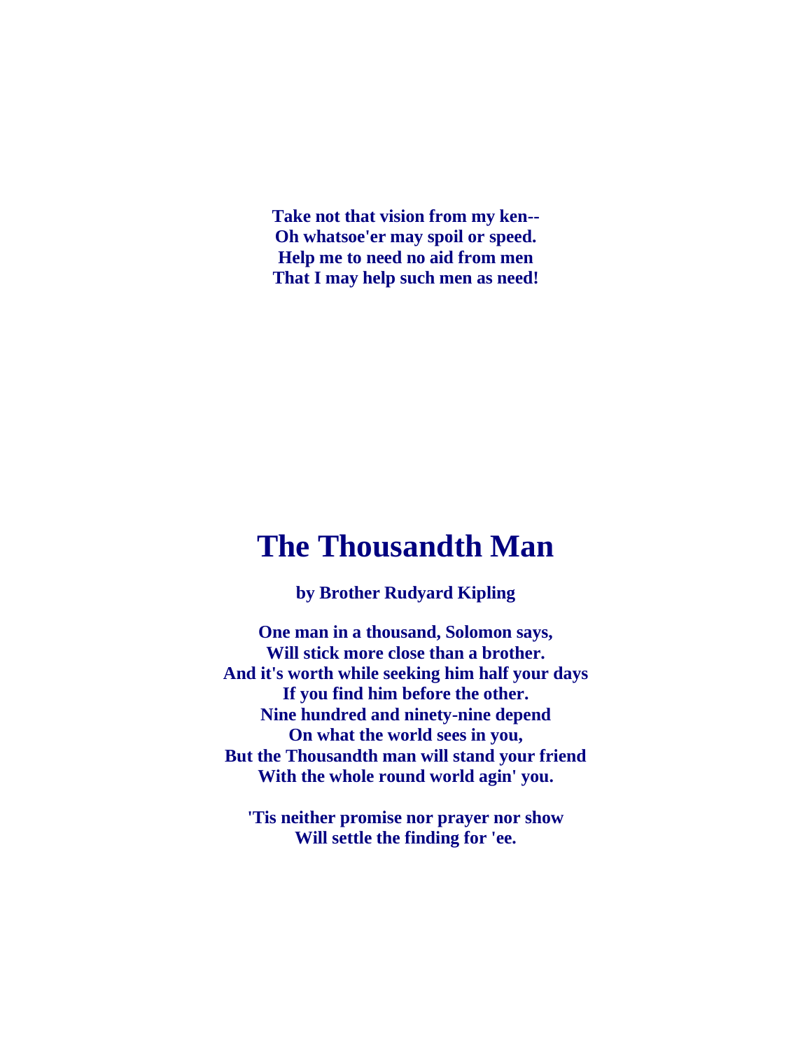**Take not that vision from my ken--**
**Oh whatsoe'er may spoil or speed.**
**Help me to need no aid from men**
**That I may help such men as need!**

# The Thousandth Man

**by Brother Rudyard Kipling**

**One man in a thousand, Solomon says,**
**Will stick more close than a brother.**
**And it's worth while seeking him half your days**
**If you find him before the other.**
**Nine hundred and ninety-nine depend**
**On what the world sees in you,**
**But the Thousandth man will stand your friend**
**With the whole round world agin' you.**

**'Tis neither promise nor prayer nor show**
**Will settle the finding for 'ee.**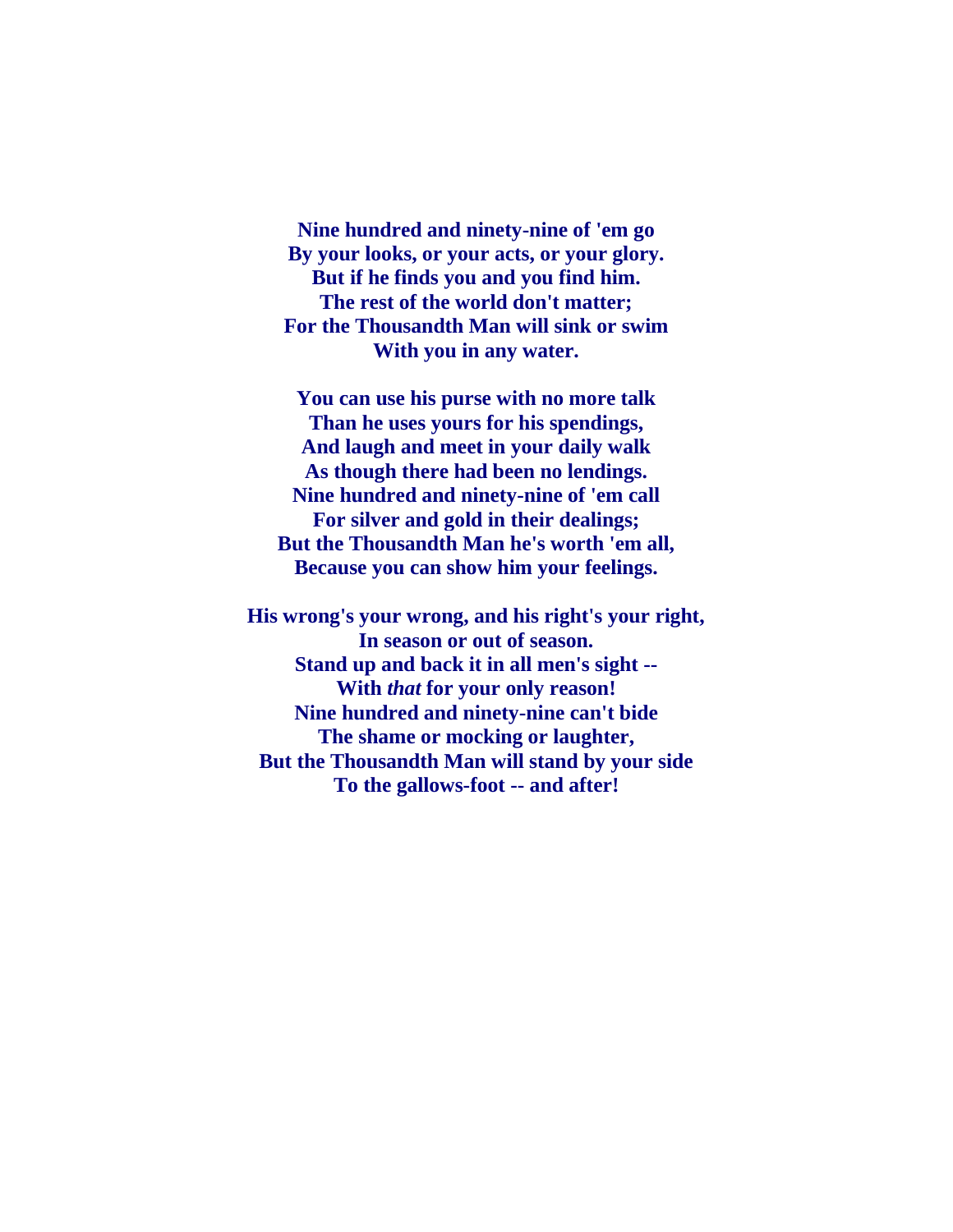**Nine hundred and ninety-nine of 'em go**
**By your looks, or your acts, or your glory.**
**But if he finds you and you find him.**
**The rest of the world don't matter;**
**For the Thousandth Man will sink or swim**
**With you in any water.**

**You can use his purse with no more talk**
**Than he uses yours for his spendings,**
**And laugh and meet in your daily walk**
**As though there had been no lendings.**
**Nine hundred and ninety-nine of 'em call**
**For silver and gold in their dealings;**
**But the Thousandth Man he's worth 'em all,**
**Because you can show him your feelings.**

**His wrong's your wrong, and his right's your right,**
**In season or out of season.**
**Stand up and back it in all men's sight --**
**With *that* for your only reason!**
**Nine hundred and ninety-nine can't bide**
**The shame or mocking or laughter,**
**But the Thousandth Man will stand by your side**
**To the gallows-foot -- and after!**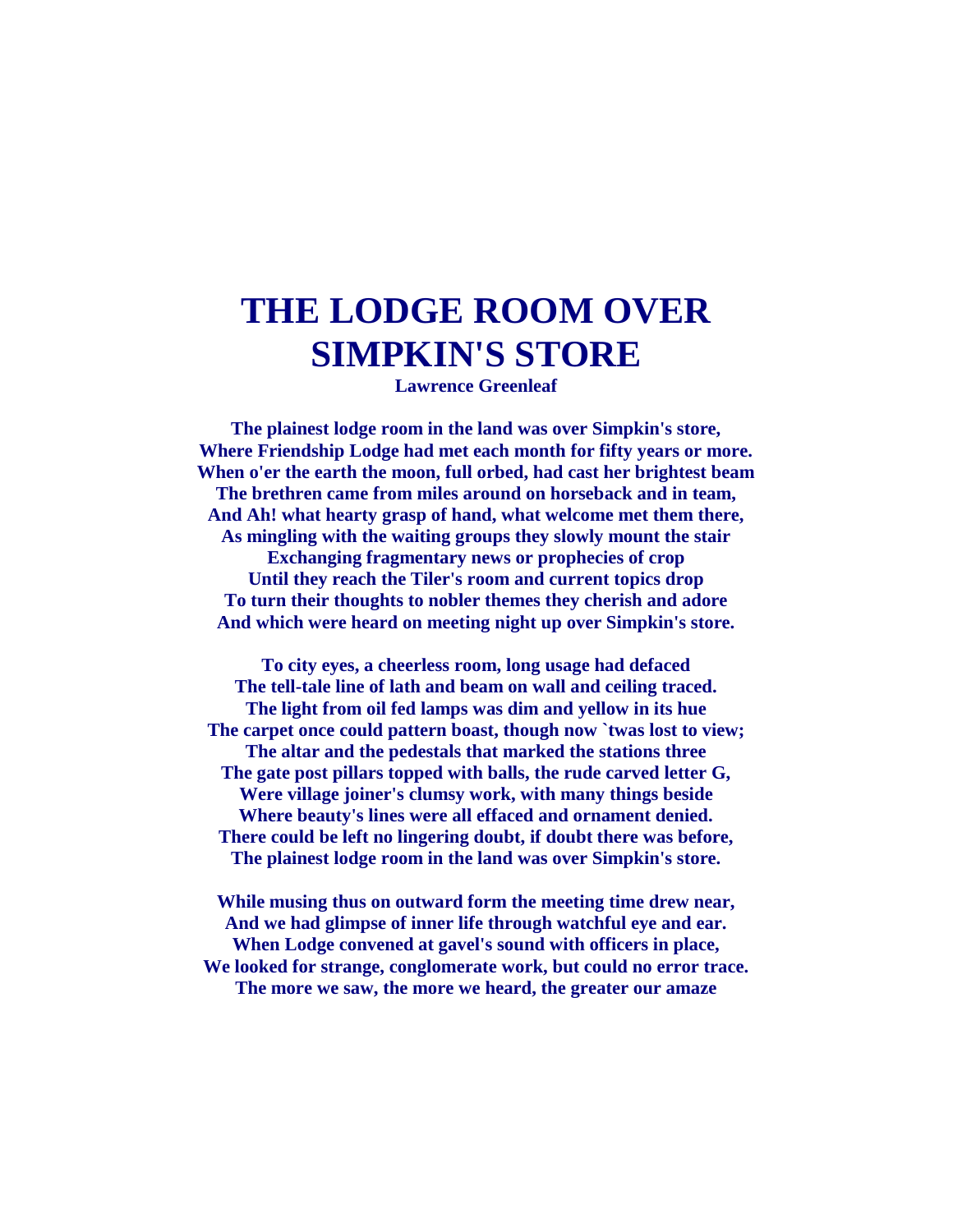# THE LODGE ROOM OVER SIMPKIN'S STORE

**Lawrence Greenleaf**

**The plainest lodge room in the land was over Simpkin's store,**
**Where Friendship Lodge had met each month for fifty years or more.**
**When o'er the earth the moon, full orbed, had cast her brightest beam**
**The brethren came from miles around on horseback and in team,**
**And Ah! what hearty grasp of hand, what welcome met them there,**
**As mingling with the waiting groups they slowly mount the stair**
**Exchanging fragmentary news or prophecies of crop**
**Until they reach the Tiler's room and current topics drop**
**To turn their thoughts to nobler themes they cherish and adore**
**And which were heard on meeting night up over Simpkin's store.**

**To city eyes, a cheerless room, long usage had defaced**
**The tell-tale line of lath and beam on wall and ceiling traced.**
**The light from oil fed lamps was dim and yellow in its hue**
**The carpet once could pattern boast, though now `twas lost to view;**
**The altar and the pedestals that marked the stations three**
**The gate post pillars topped with balls, the rude carved letter G,**
**Were village joiner's clumsy work, with many things beside**
**Where beauty's lines were all effaced and ornament denied.**
**There could be left no lingering doubt, if doubt there was before,**
**The plainest lodge room in the land was over Simpkin's store.**

**While musing thus on outward form the meeting time drew near,**
**And we had glimpse of inner life through watchful eye and ear.**
**When Lodge convened at gavel's sound with officers in place,**
**We looked for strange, conglomerate work, but could no error trace.**
**The more we saw, the more we heard, the greater our amaze**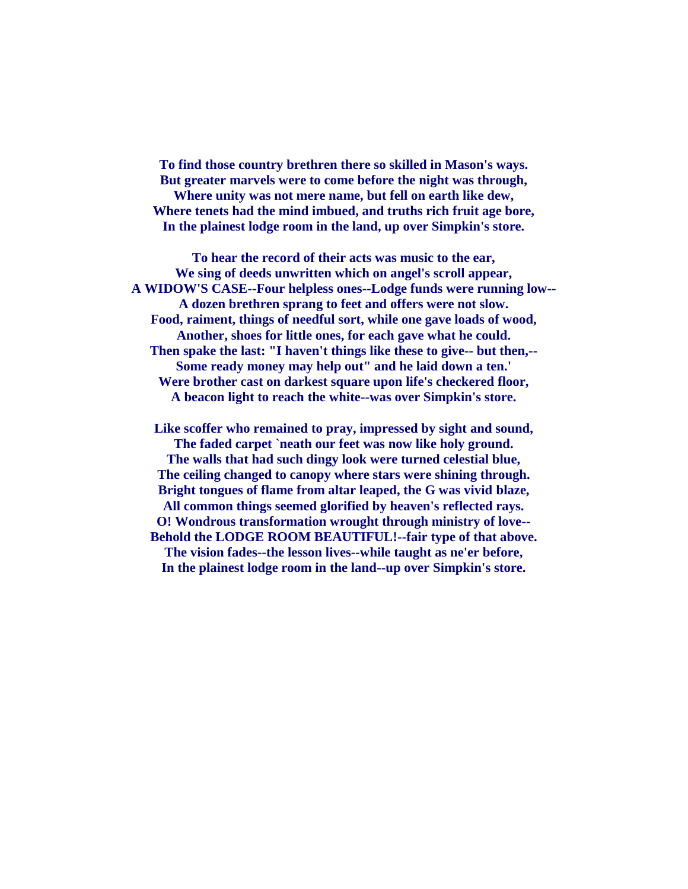**To find those country brethren there so skilled in Mason's ways.**
**But greater marvels were to come before the night was through,**
**Where unity was not mere name, but fell on earth like dew,**
**Where tenets had the mind imbued, and truths rich fruit age bore,**
**In the plainest lodge room in the land, up over Simpkin's store.**

**To hear the record of their acts was music to the ear,**
**We sing of deeds unwritten which on angel's scroll appear,**
**A WIDOW'S CASE--Four helpless ones--Lodge funds were running low--**
**A dozen brethren sprang to feet and offers were not slow.**
**Food, raiment, things of needful sort, while one gave loads of wood,**
**Another, shoes for little ones, for each gave what he could.**
**Then spake the last: "I haven't things like these to give-- but then,--**
**Some ready money may help out" and he laid down a ten.'**
**Were brother cast on darkest square upon life's checkered floor,**
**A beacon light to reach the white--was over Simpkin's store.**

**Like scoffer who remained to pray, impressed by sight and sound,**
**The faded carpet `neath our feet was now like holy ground.**
**The walls that had such dingy look were turned celestial blue,**
**The ceiling changed to canopy where stars were shining through.**
**Bright tongues of flame from altar leaped, the G was vivid blaze,**
**All common things seemed glorified by heaven's reflected rays.**
**O! Wondrous transformation wrought through ministry of love--**
**Behold the LODGE ROOM BEAUTIFUL!--fair type of that above.**
**The vision fades--the lesson lives--while taught as ne'er before,**
**In the plainest lodge room in the land--up over Simpkin's store.**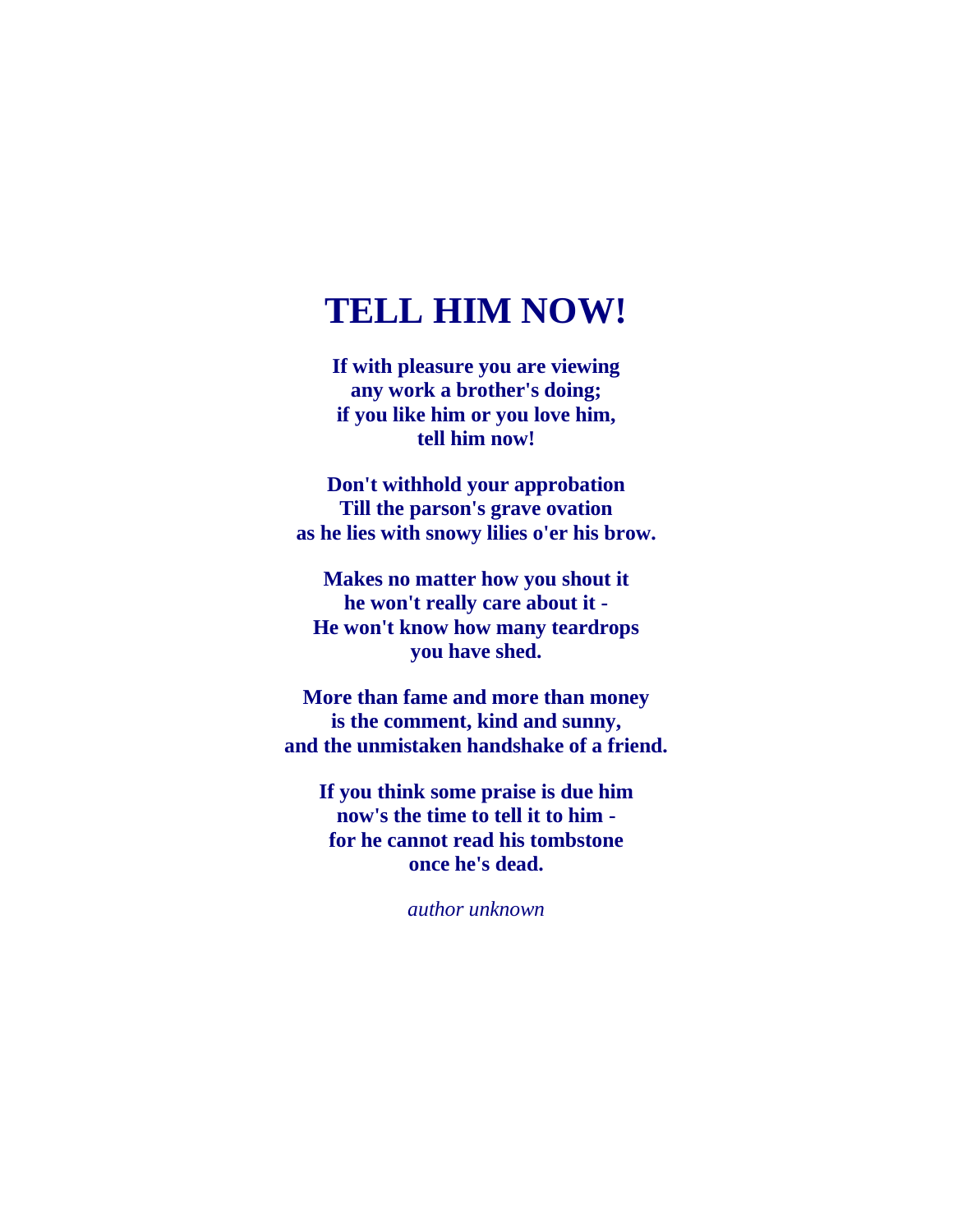# TELL HIM NOW!

**If with pleasure you are viewing**
**any work a brother's doing;**
**if you like him or you love him,**
**tell him now!**

**Don't withhold your approbation**
**Till the parson's grave ovation**
**as he lies with snowy lilies o'er his brow.**

**Makes no matter how you shout it**
**he won't really care about it -**
**He won't know how many teardrops**
**you have shed.**

**More than fame and more than money**
**is the comment, kind and sunny,**
**and the unmistaken handshake of a friend.**

**If you think some praise is due him**
**now's the time to tell it to him -**
**for he cannot read his tombstone**
**once he's dead.**

*author unknown*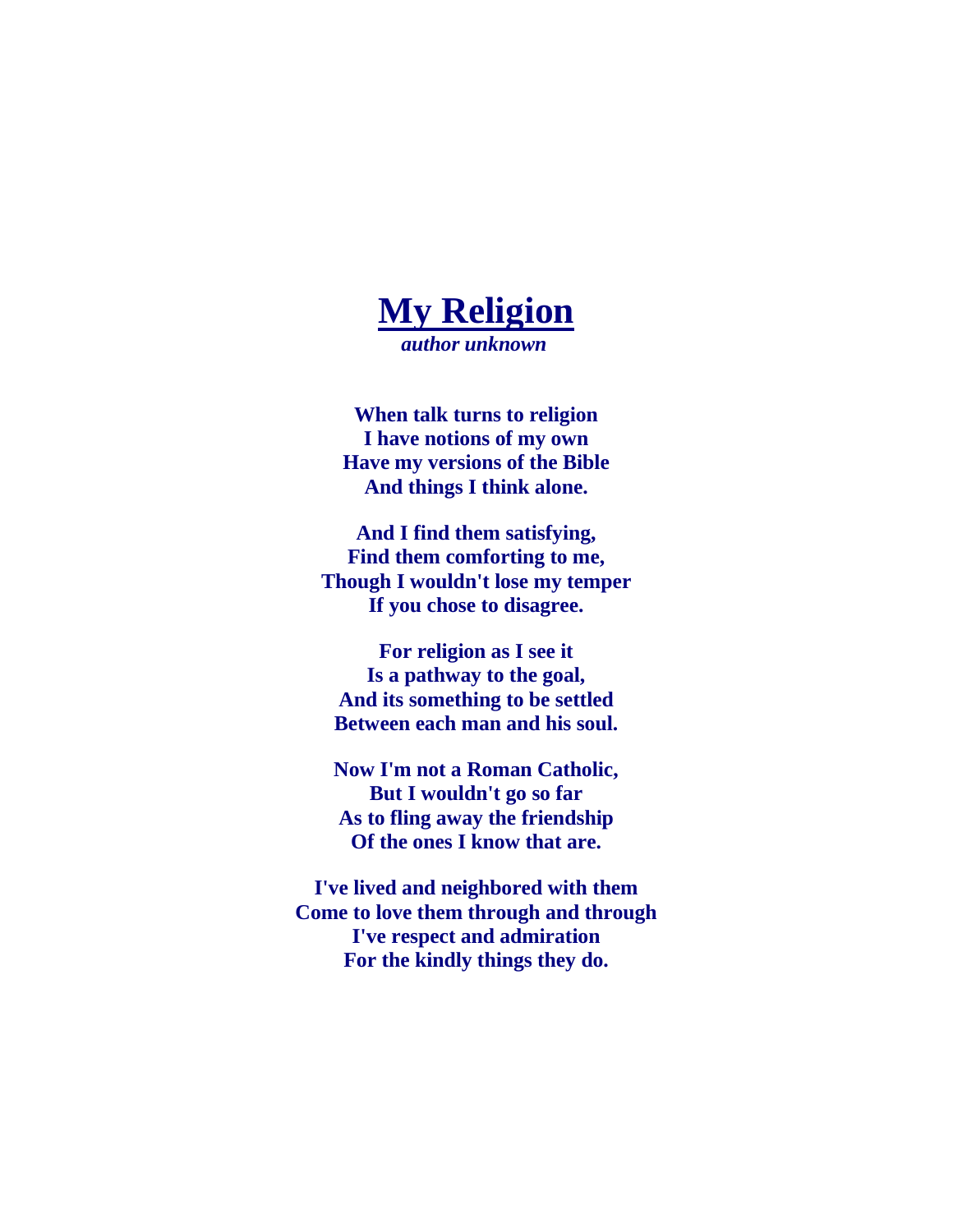# My Religion

*author unknown*

**When talk turns to religion**
**I have notions of my own**
**Have my versions of the Bible**
**And things I think alone.**

**And I find them satisfying,**
**Find them comforting to me,**
**Though I wouldn't lose my temper**
**If you chose to disagree.**

**For religion as I see it**
**Is a pathway to the goal,**
**And its something to be settled**
**Between each man and his soul.**

**Now I'm not a Roman Catholic,**
**But I wouldn't go so far**
**As to fling away the friendship**
**Of the ones I know that are.**

**I've lived and neighbored with them**
**Come to love them through and through**
**I've respect and admiration**
**For the kindly things they do.**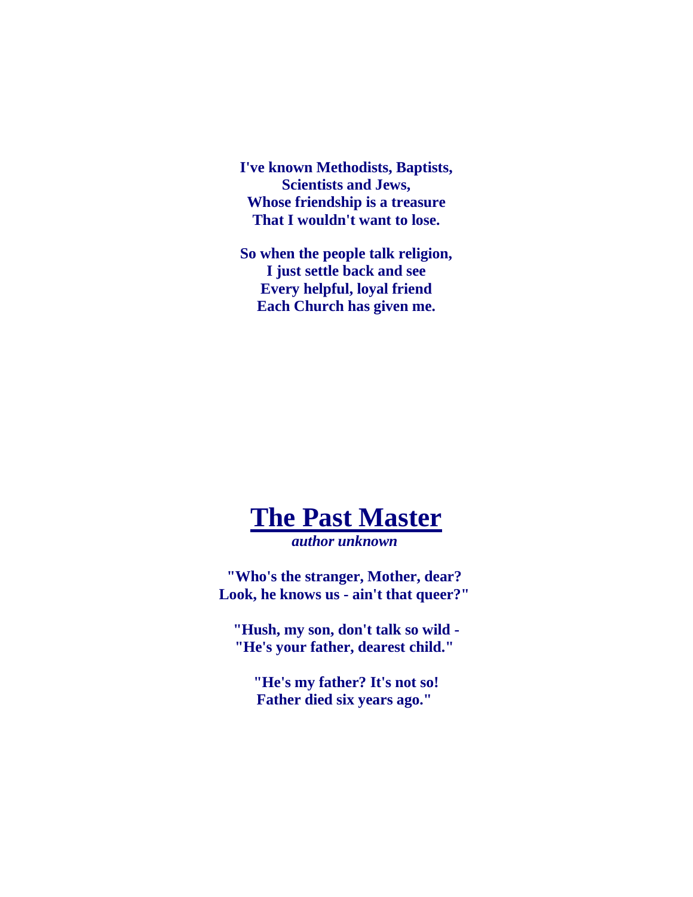**I've known Methodists, Baptists,**
**Scientists and Jews,**
**Whose friendship is a treasure**
**That I wouldn't want to lose.**

**So when the people talk religion,**
**I just settle back and see**
**Every helpful, loyal friend**
**Each Church has given me.**

# The Past Master

***author unknown***

**"Who's the stranger, Mother, dear?**
**Look, he knows us - ain't that queer?"**

**"Hush, my son, don't talk so wild -**
**"He's your father, dearest child."**

**"He's my father? It's not so!**
**Father died six years ago."**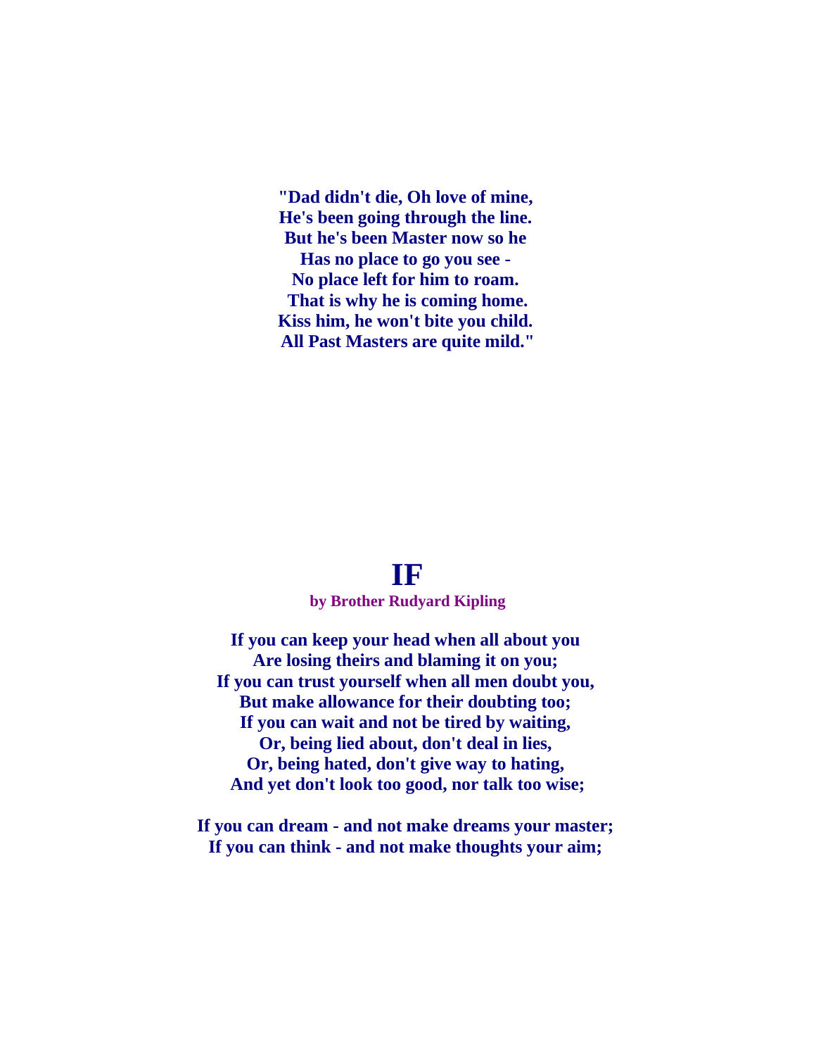**"Dad didn't die, Oh love of mine,**
**He's been going through the line.**
**But he's been Master now so he**
**Has no place to go you see -**
**No place left for him to roam.**
**That is why he is coming home.**
**Kiss him, he won't bite you child.**
**All Past Masters are quite mild."**

# IF

**by Brother Rudyard Kipling**

**If you can keep your head when all about you**
**Are losing theirs and blaming it on you;**
**If you can trust yourself when all men doubt you,**
**But make allowance for their doubting too;**
**If you can wait and not be tired by waiting,**
**Or, being lied about, don't deal in lies,**
**Or, being hated, don't give way to hating,**
**And yet don't look too good, nor talk too wise;**

**If you can dream - and not make dreams your master;**
**If you can think - and not make thoughts your aim;**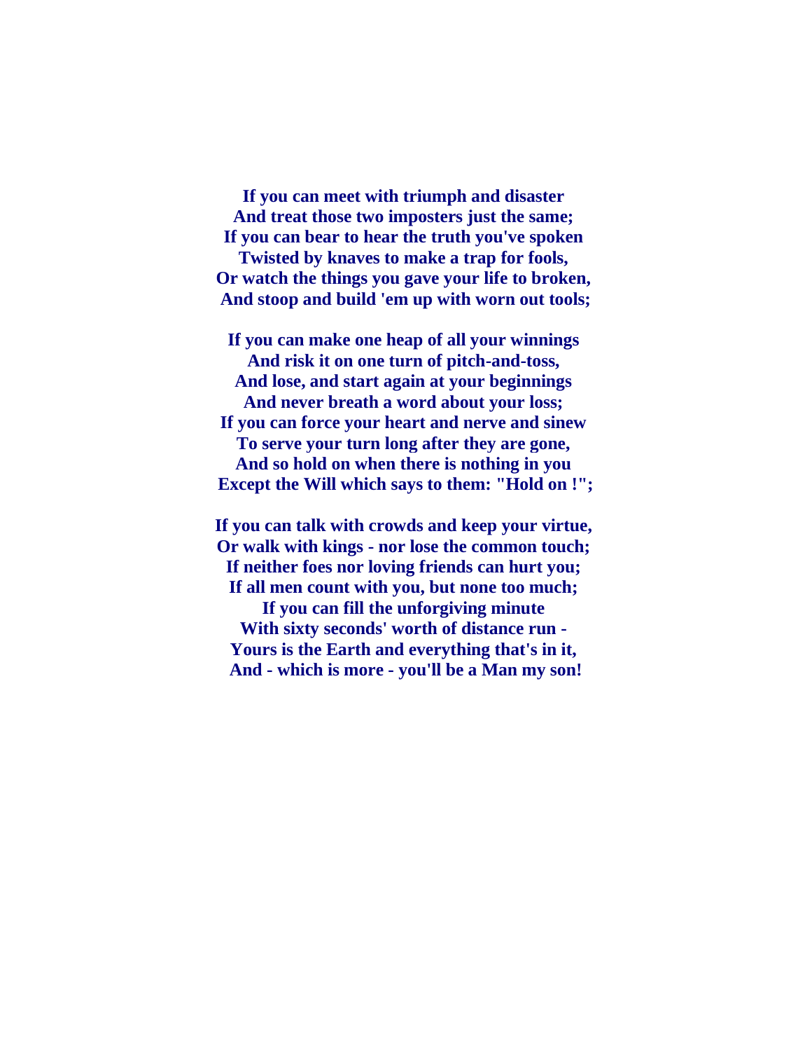**If you can meet with triumph and disaster**
**And treat those two imposters just the same;**
**If you can bear to hear the truth you've spoken**
**Twisted by knaves to make a trap for fools,**
**Or watch the things you gave your life to broken,**
**And stoop and build 'em up with worn out tools;**

**If you can make one heap of all your winnings**
**And risk it on one turn of pitch-and-toss,**
**And lose, and start again at your beginnings**
**And never breath a word about your loss;**
**If you can force your heart and nerve and sinew**
**To serve your turn long after they are gone,**
**And so hold on when there is nothing in you**
**Except the Will which says to them: "Hold on !";**

**If you can talk with crowds and keep your virtue,**
**Or walk with kings - nor lose the common touch;**
**If neither foes nor loving friends can hurt you;**
**If all men count with you, but none too much;**
**If you can fill the unforgiving minute**
**With sixty seconds' worth of distance run -**
**Yours is the Earth and everything that's in it,**
**And - which is more - you'll be a Man my son!**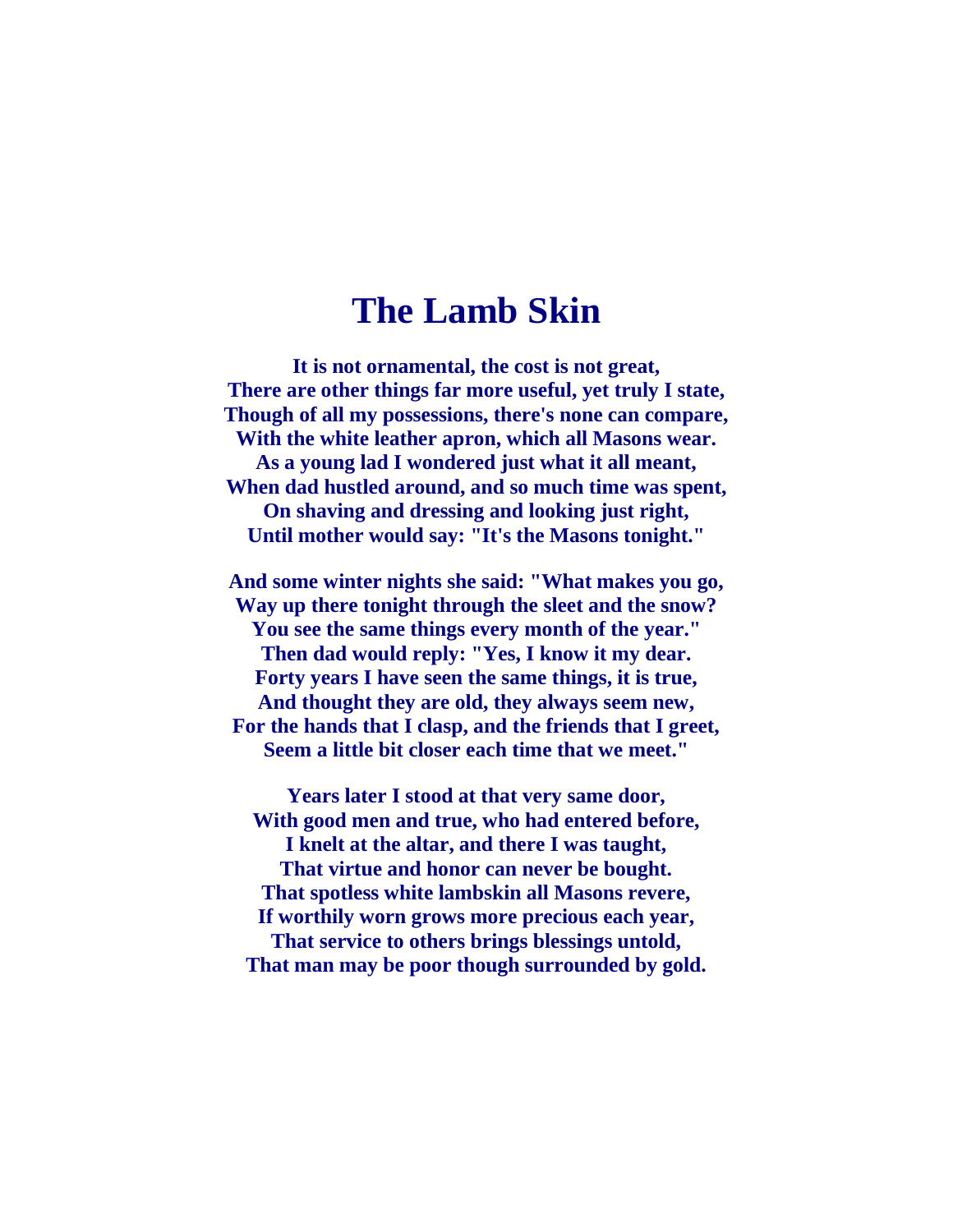# The Lamb Skin

**It is not ornamental, the cost is not great,**
**There are other things far more useful, yet truly I state,**
**Though of all my possessions, there's none can compare,**
**With the white leather apron, which all Masons wear.**
**As a young lad I wondered just what it all meant,**
**When dad hustled around, and so much time was spent,**
**On shaving and dressing and looking just right,**
**Until mother would say: "It's the Masons tonight."**

**And some winter nights she said: "What makes you go,**
**Way up there tonight through the sleet and the snow?**
**You see the same things every month of the year."**
**Then dad would reply: "Yes, I know it my dear.**
**Forty years I have seen the same things, it is true,**
**And thought they are old, they always seem new,**
**For the hands that I clasp, and the friends that I greet,**
**Seem a little bit closer each time that we meet."**

**Years later I stood at that very same door,**
**With good men and true, who had entered before,**
**I knelt at the altar, and there I was taught,**
**That virtue and honor can never be bought.**
**That spotless white lambskin all Masons revere,**
**If worthily worn grows more precious each year,**
**That service to others brings blessings untold,**
**That man may be poor though surrounded by gold.**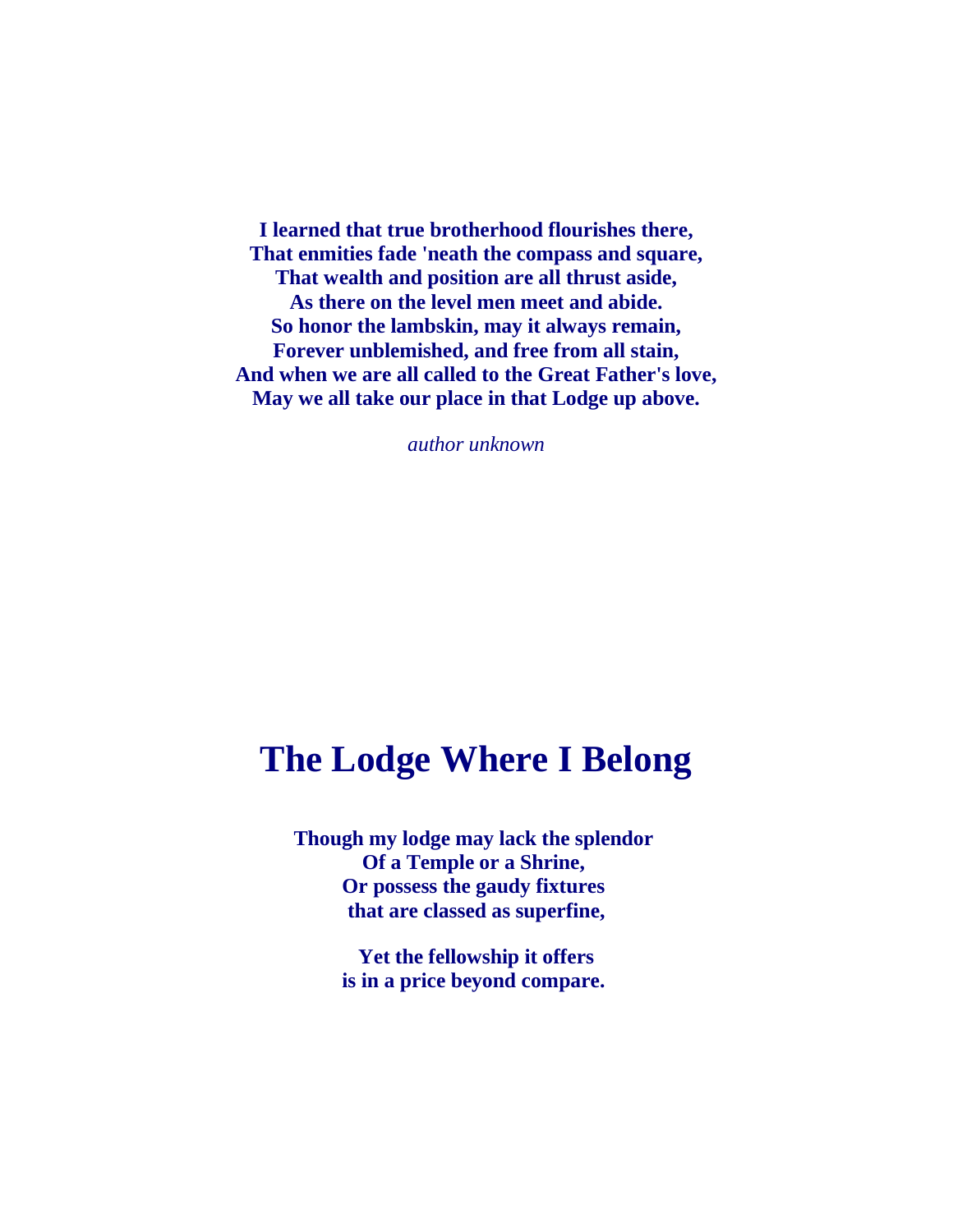**I learned that true brotherhood flourishes there,**
**That enmities fade 'neath the compass and square,**
**That wealth and position are all thrust aside,**
**As there on the level men meet and abide.**
**So honor the lambskin, may it always remain,**
**Forever unblemished, and free from all stain,**
**And when we are all called to the Great Father's love,**
**May we all take our place in that Lodge up above.**

*author unknown*

# The Lodge Where I Belong

**Though my lodge may lack the splendor**
**Of a Temple or a Shrine,**
**Or possess the gaudy fixtures**
**that are classed as superfine,**

**Yet the fellowship it offers**
**is in a price beyond compare.**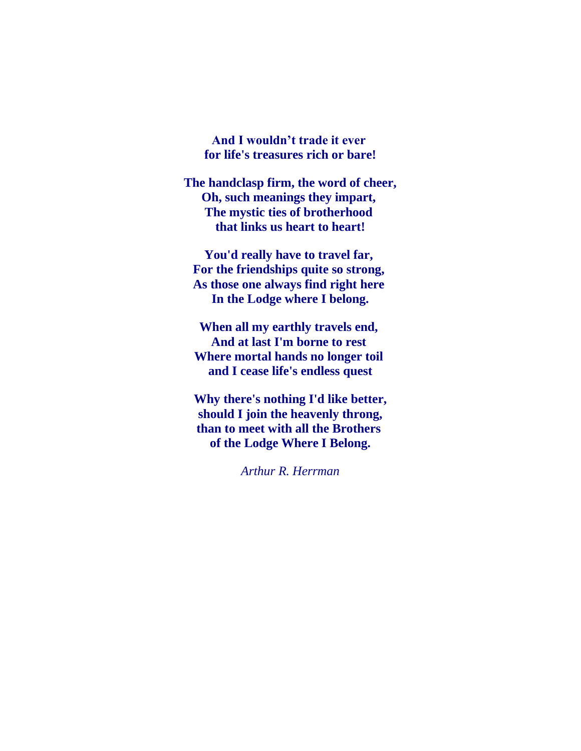**And I wouldn’t trade it ever**
**for life's treasures rich or bare!**

**The handclasp firm, the word of cheer,**
**Oh, such meanings they impart,**
**The mystic ties of brotherhood**
**that links us heart to heart!**

**You'd really have to travel far,**
**For the friendships quite so strong,**
**As those one always find right here**
**In the Lodge where I belong.**

**When all my earthly travels end,**
**And at last I'm borne to rest**
**Where mortal hands no longer toil**
**and I cease life's endless quest**

**Why there's nothing I'd like better,**
**should I join the heavenly throng,**
**than to meet with all the Brothers**
**of the Lodge Where I Belong.**

*Arthur R. Herrman*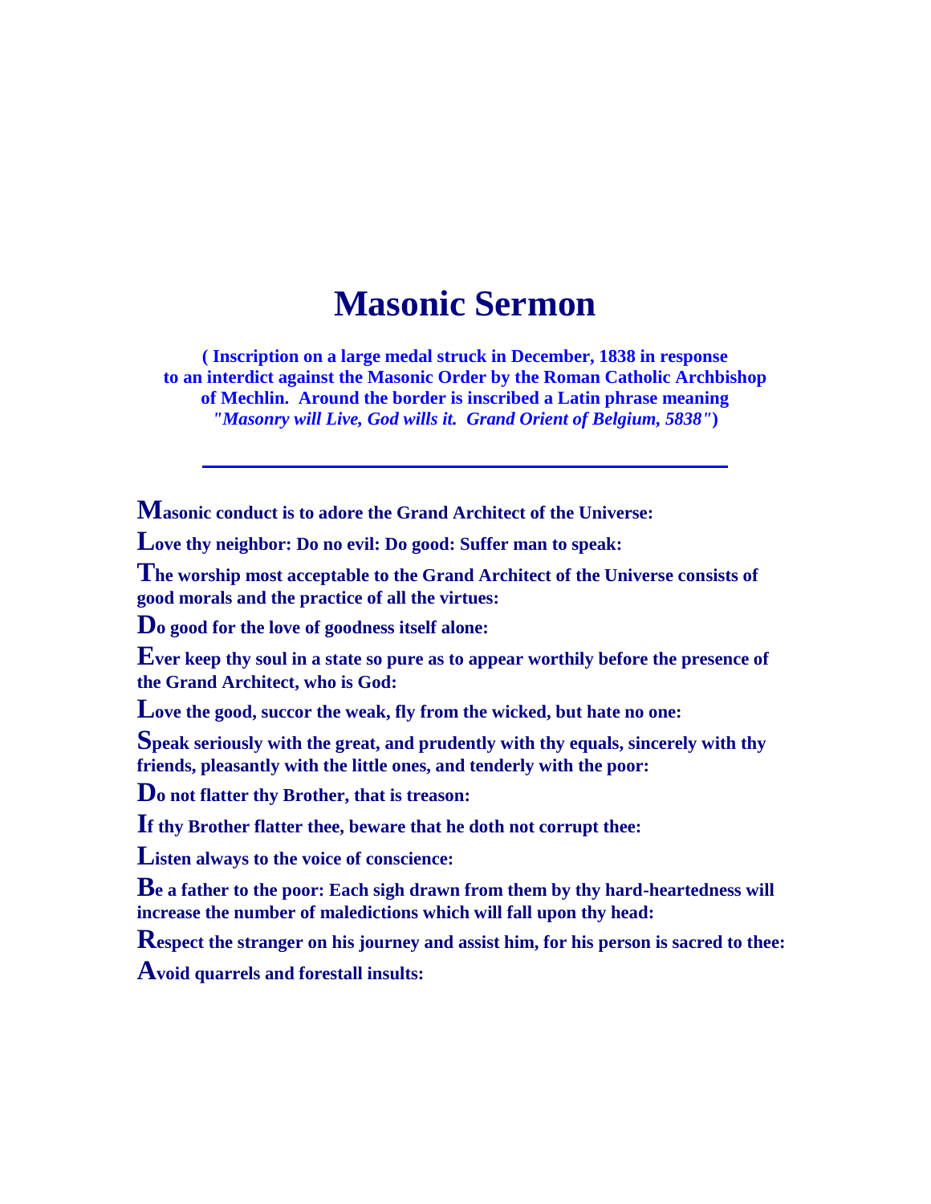# Masonic Sermon

**( Inscription on a large medal struck in December, 1838 in response to an interdict against the Masonic Order by the Roman Catholic Archbishop of Mechlin. Around the border is inscribed a Latin phrase meaning *"Masonry will Live, God wills it. Grand Orient of Belgium, 5838"*)**

---

**Masonic conduct is to adore the Grand Architect of the Universe:**

**Love thy neighbor: Do no evil: Do good: Suffer man to speak:**

**The worship most acceptable to the Grand Architect of the Universe consists of good morals and the practice of all the virtues:**

**Do good for the love of goodness itself alone:**

**Ever keep thy soul in a state so pure as to appear worthily before the presence of the Grand Architect, who is God:**

**Love the good, succor the weak, fly from the wicked, but hate no one:**

**Speak seriously with the great, and prudently with thy equals, sincerely with thy friends, pleasantly with the little ones, and tenderly with the poor:**

**Do not flatter thy Brother, that is treason:**

**If thy Brother flatter thee, beware that he doth not corrupt thee:**

**Listen always to the voice of conscience:**

**Be a father to the poor: Each sigh drawn from them by thy hard-heartedness will increase the number of maledictions which will fall upon thy head:**

**Respect the stranger on his journey and assist him, for his person is sacred to thee:**

**Avoid quarrels and forestall insults:**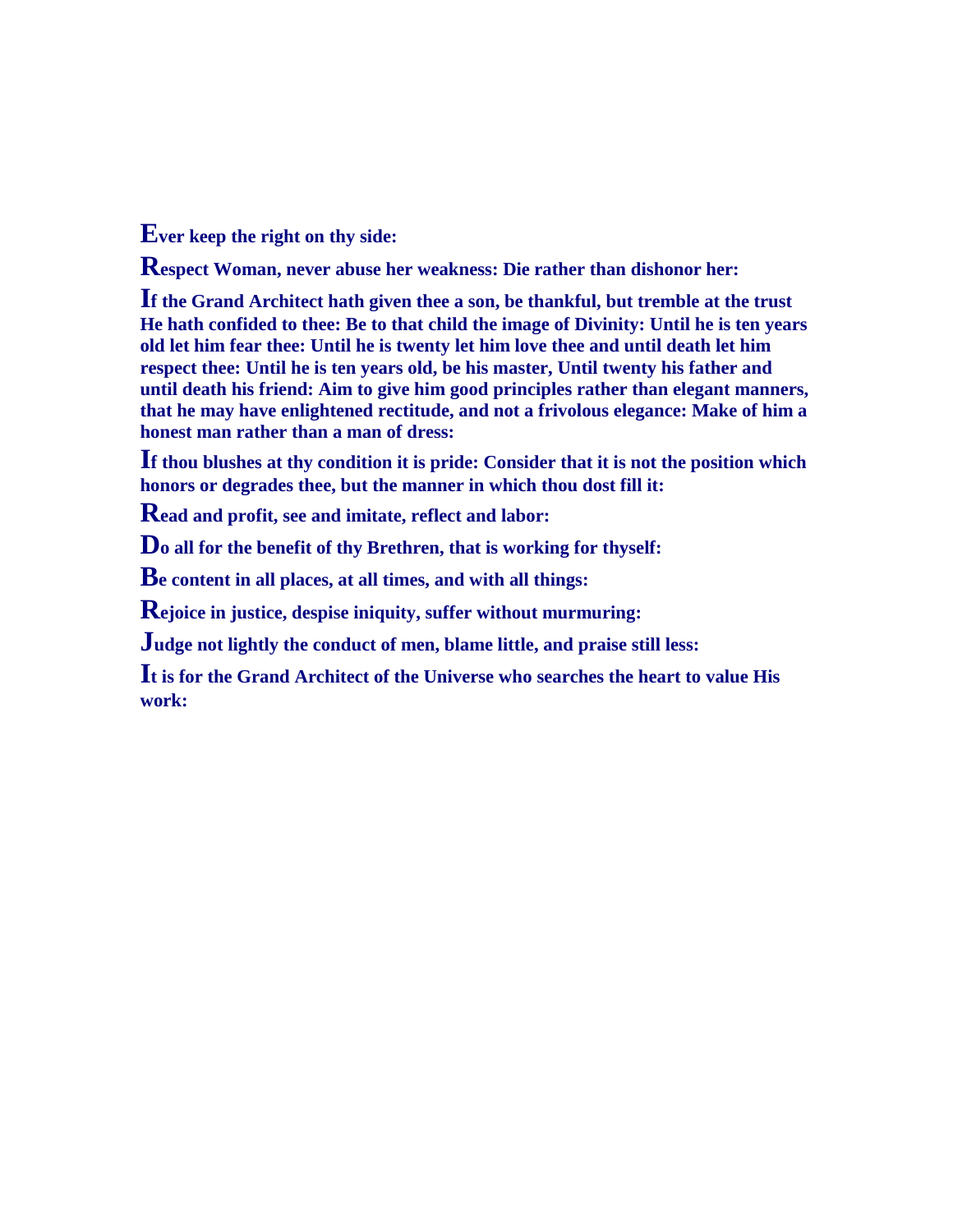**Ever keep the right on thy side:**

**Respect Woman, never abuse her weakness: Die rather than dishonor her:**

**If the Grand Architect hath given thee a son, be thankful, but tremble at the trust He hath confided to thee: Be to that child the image of Divinity: Until he is ten years old let him fear thee: Until he is twenty let him love thee and until death let him respect thee: Until he is ten years old, be his master, Until twenty his father and until death his friend: Aim to give him good principles rather than elegant manners, that he may have enlightened rectitude, and not a frivolous elegance: Make of him a honest man rather than a man of dress:**

**If thou blushes at thy condition it is pride: Consider that it is not the position which honors or degrades thee, but the manner in which thou dost fill it:**

**Read and profit, see and imitate, reflect and labor:**

**Do all for the benefit of thy Brethren, that is working for thyself:**

**Be content in all places, at all times, and with all things:**

**Rejoice in justice, despise iniquity, suffer without murmuring:**

**Judge not lightly the conduct of men, blame little, and praise still less:**

**It is for the Grand Architect of the Universe who searches the heart to value His work:**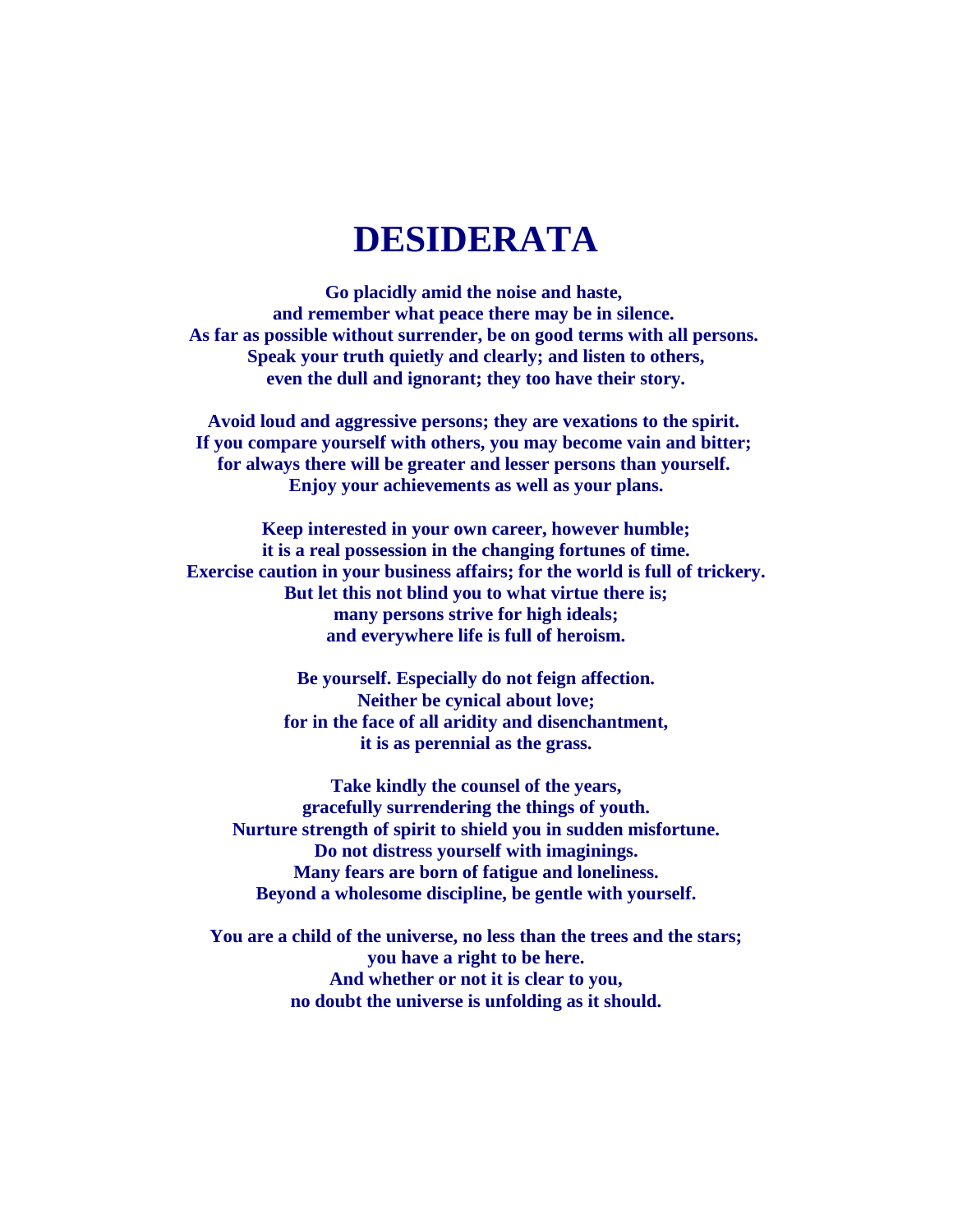# DESIDERATA

**Go placidly amid the noise and haste,**
**and remember what peace there may be in silence.**
**As far as possible without surrender, be on good terms with all persons.**
**Speak your truth quietly and clearly; and listen to others,**
**even the dull and ignorant; they too have their story.**

**Avoid loud and aggressive persons; they are vexations to the spirit.**
**If you compare yourself with others, you may become vain and bitter;**
**for always there will be greater and lesser persons than yourself.**
**Enjoy your achievements as well as your plans.**

**Keep interested in your own career, however humble;**
**it is a real possession in the changing fortunes of time.**
**Exercise caution in your business affairs; for the world is full of trickery.**
**But let this not blind you to what virtue there is;**
**many persons strive for high ideals;**
**and everywhere life is full of heroism.**

**Be yourself. Especially do not feign affection.**
**Neither be cynical about love;**
**for in the face of all aridity and disenchantment,**
**it is as perennial as the grass.**

**Take kindly the counsel of the years,**
**gracefully surrendering the things of youth.**
**Nurture strength of spirit to shield you in sudden misfortune.**
**Do not distress yourself with imaginings.**
**Many fears are born of fatigue and loneliness.**
**Beyond a wholesome discipline, be gentle with yourself.**

**You are a child of the universe, no less than the trees and the stars;**
**you have a right to be here.**
**And whether or not it is clear to you,**
**no doubt the universe is unfolding as it should.**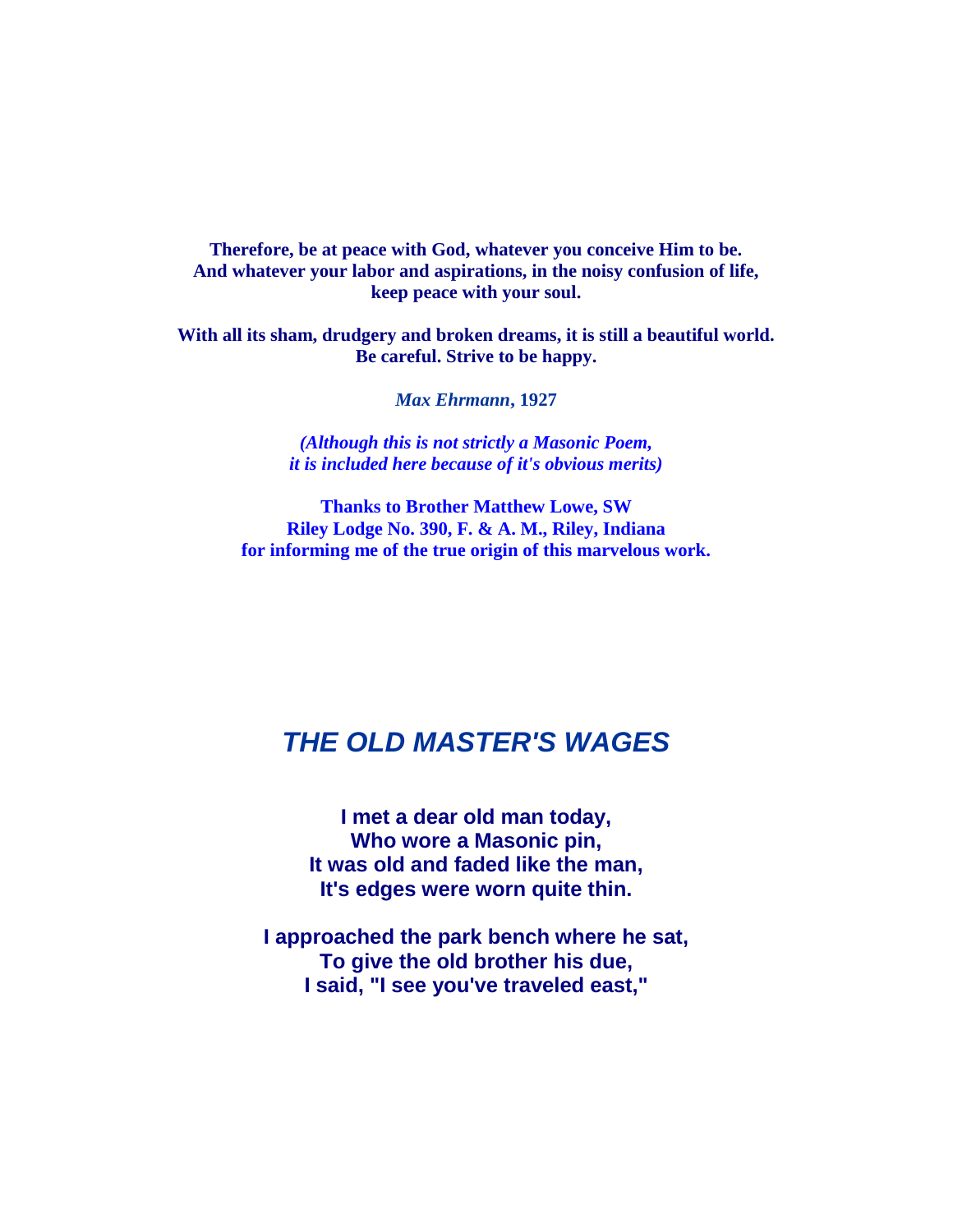**Therefore, be at peace with God, whatever you conceive Him to be.**
**And whatever your labor and aspirations, in the noisy confusion of life,**
**keep peace with your soul.**

**With all its sham, drudgery and broken dreams, it is still a beautiful world.**
**Be careful. Strive to be happy.**

***Max Ehrmann*, 1927**

***(Although this is not strictly a Masonic Poem,***
***it is included here because of it's obvious merits)***

**Thanks to Brother Matthew Lowe, SW**
**Riley Lodge No. 390, F. & A. M., Riley, Indiana**
**for informing me of the true origin of this marvelous work.**

## *THE OLD MASTER'S WAGES*

**I met a dear old man today,**
**Who wore a Masonic pin,**
**It was old and faded like the man,**
**It's edges were worn quite thin.**

**I approached the park bench where he sat,**
**To give the old brother his due,**
**I said, "I see you've traveled east,"**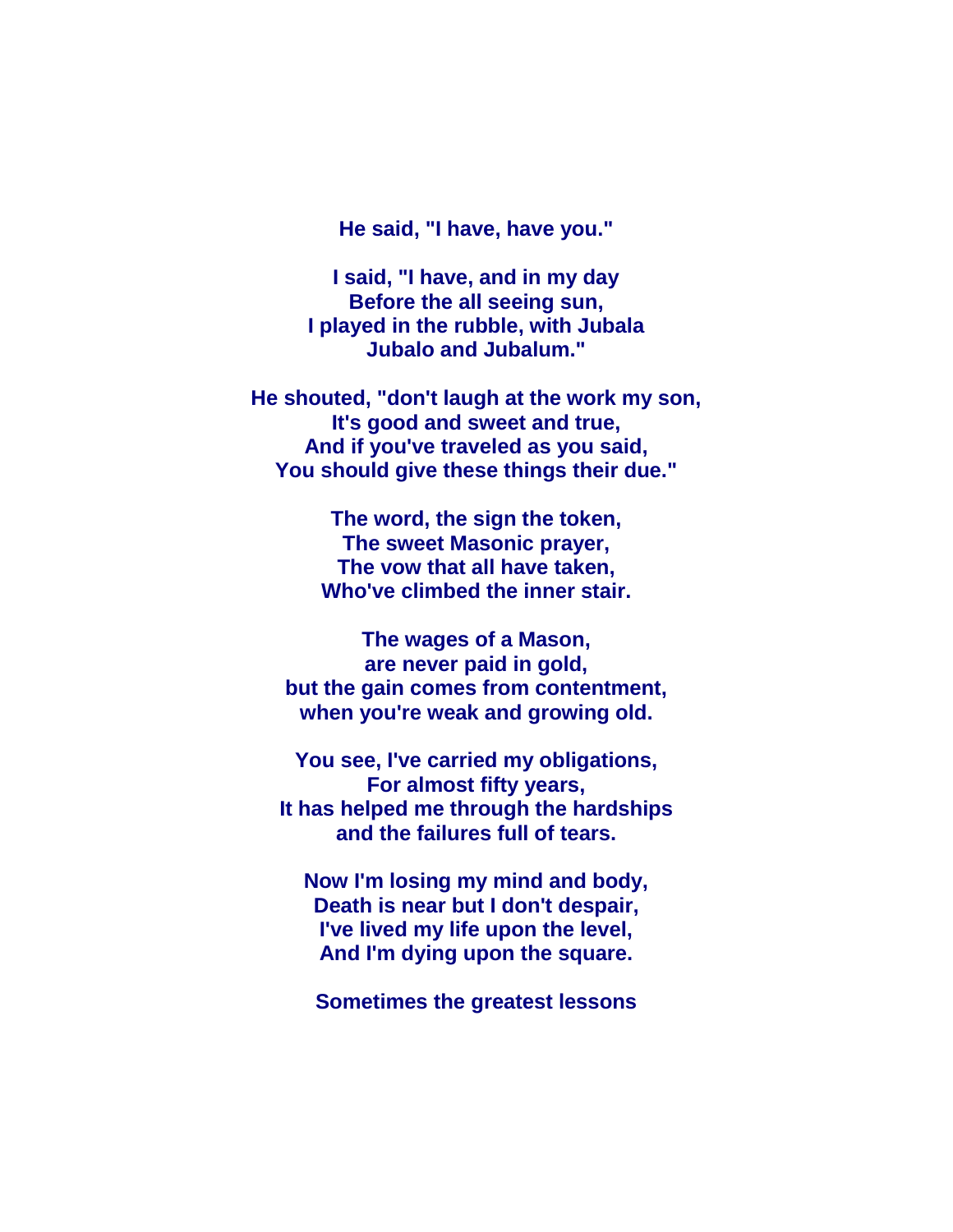**He said, "I have, have you."**

**I said, "I have, and in my day**
**Before the all seeing sun,**
**I played in the rubble, with Jubala**
**Jubalo and Jubalum."**

**He shouted, "don't laugh at the work my son,**
**It's good and sweet and true,**
**And if you've traveled as you said,**
**You should give these things their due."**

**The word, the sign the token,**
**The sweet Masonic prayer,**
**The vow that all have taken,**
**Who've climbed the inner stair.**

**The wages of a Mason,**
**are never paid in gold,**
**but the gain comes from contentment,**
**when you're weak and growing old.**

**You see, I've carried my obligations,**
**For almost fifty years,**
**It has helped me through the hardships**
**and the failures full of tears.**

**Now I'm losing my mind and body,**
**Death is near but I don't despair,**
**I've lived my life upon the level,**
**And I'm dying upon the square.**

**Sometimes the greatest lessons**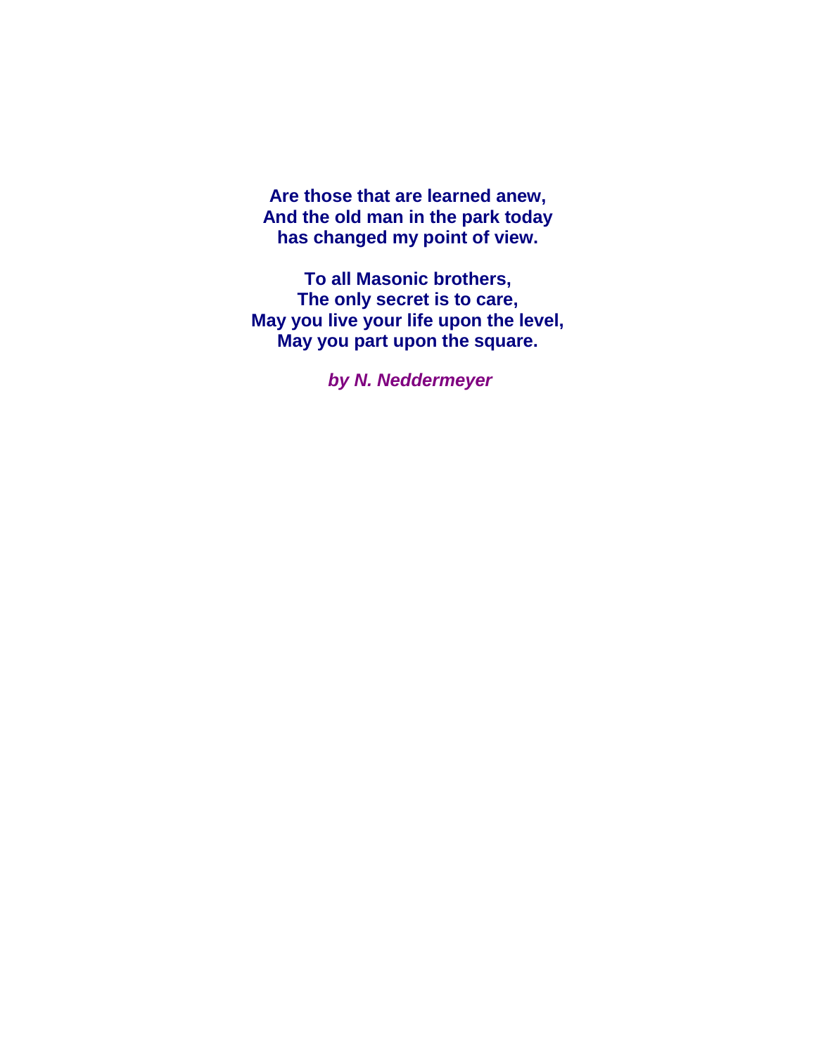**Are those that are learned anew,**
**And the old man in the park today**
**has changed my point of view.**

**To all Masonic brothers,**
**The only secret is to care,**
**May you live your life upon the level,**
**May you part upon the square.**

***by N. Neddermeyer***